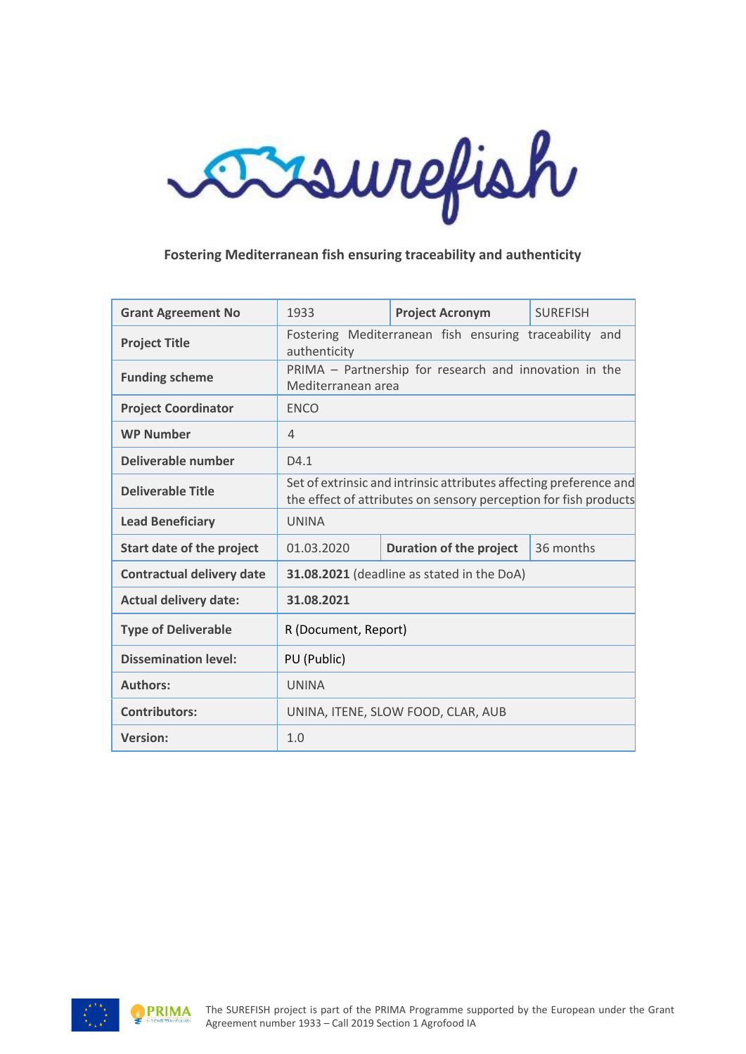# surefish

**Fostering Mediterranean fish ensuring traceability and authenticity**

| **Grant Agreement No** | 1933 | **Project Acronym** | SUREFISH |
|---|---|---|---|
| **Project Title** | Fostering Mediterranean fish ensuring traceability and authenticity | | |
| **Funding scheme** | PRIMA – Partnership for research and innovation in the Mediterranean area | | |
| **Project Coordinator** | ENCO | | |
| **WP Number** | 4 | | |
| **Deliverable number** | D4.1 | | |
| **Deliverable Title** | Set of extrinsic and intrinsic attributes affecting preference and the effect of attributes on sensory perception for fish products | | |
| **Lead Beneficiary** | UNINA | | |
| **Start date of the project** | 01.03.2020 | **Duration of the project** | 36 months |
| **Contractual delivery date** | **31.08.2021** (deadline as stated in the DoA) | | |
| **Actual delivery date:** | **31.08.2021** | | |
| **Type of Deliverable** | R (Document, Report) | | |
| **Dissemination level:** | PU (Public) | | |
| **Authors:** | UNINA | | |
| **Contributors:** | UNINA, ITENE, SLOW FOOD, CLAR, AUB | | |
| **Version:** | 1.0 | | |

The SUREFISH project is part of the PRIMA Programme supported by the European under the Grant Agreement number 1933 – Call 2019 Section 1 Agrofood IA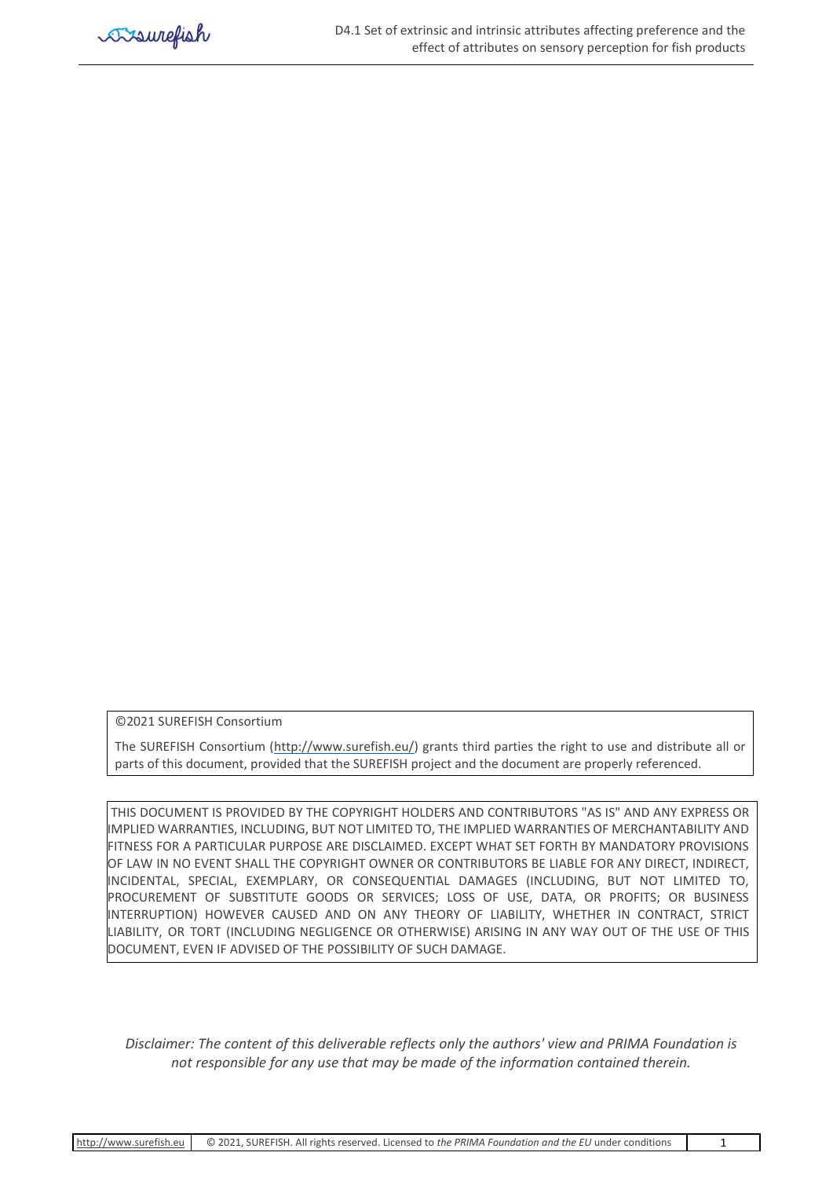©2021 SUREFISH Consortium

The SUREFISH Consortium (http://www.surefish.eu/) grants third parties the right to use and distribute all or parts of this document, provided that the SUREFISH project and the document are properly referenced.

THIS DOCUMENT IS PROVIDED BY THE COPYRIGHT HOLDERS AND CONTRIBUTORS "AS IS" AND ANY EXPRESS OR IMPLIED WARRANTIES, INCLUDING, BUT NOT LIMITED TO, THE IMPLIED WARRANTIES OF MERCHANTABILITY AND FITNESS FOR A PARTICULAR PURPOSE ARE DISCLAIMED. EXCEPT WHAT SET FORTH BY MANDATORY PROVISIONS OF LAW IN NO EVENT SHALL THE COPYRIGHT OWNER OR CONTRIBUTORS BE LIABLE FOR ANY DIRECT, INDIRECT, INCIDENTAL, SPECIAL, EXEMPLARY, OR CONSEQUENTIAL DAMAGES (INCLUDING, BUT NOT LIMITED TO, PROCUREMENT OF SUBSTITUTE GOODS OR SERVICES; LOSS OF USE, DATA, OR PROFITS; OR BUSINESS INTERRUPTION) HOWEVER CAUSED AND ON ANY THEORY OF LIABILITY, WHETHER IN CONTRACT, STRICT LIABILITY, OR TORT (INCLUDING NEGLIGENCE OR OTHERWISE) ARISING IN ANY WAY OUT OF THE USE OF THIS DOCUMENT, EVEN IF ADVISED OF THE POSSIBILITY OF SUCH DAMAGE.

*Disclaimer: The content of this deliverable reflects only the authors' view and PRIMA Foundation is not responsible for any use that may be made of the information contained therein.*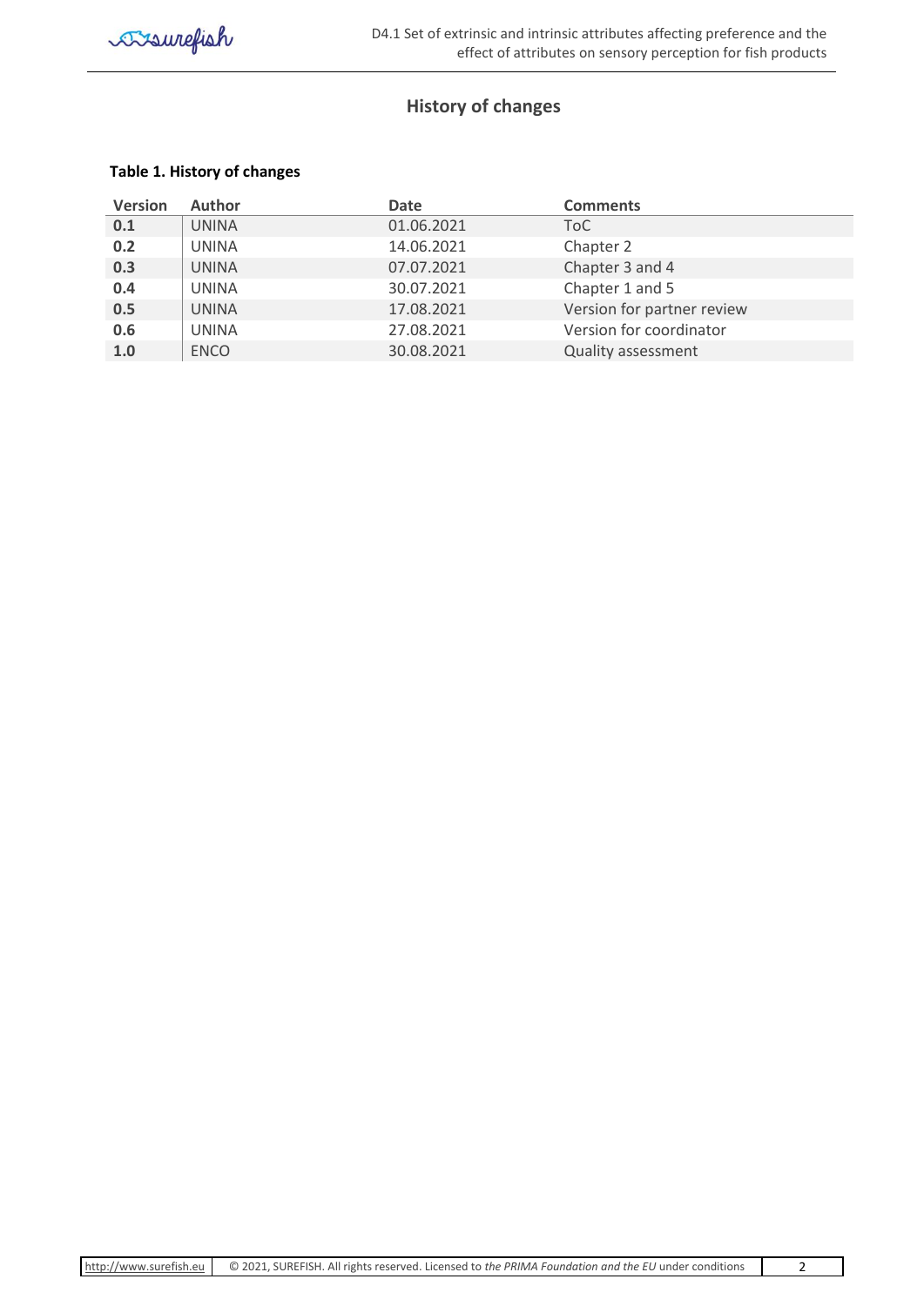## History of changes

**Table 1. History of changes**

| Version | Author | Date | Comments |
|---|---|---|---|
| **0.1** | UNINA | 01.06.2021 | ToC |
| **0.2** | UNINA | 14.06.2021 | Chapter 2 |
| **0.3** | UNINA | 07.07.2021 | Chapter 3 and 4 |
| **0.4** | UNINA | 30.07.2021 | Chapter 1 and 5 |
| **0.5** | UNINA | 17.08.2021 | Version for partner review |
| **0.6** | UNINA | 27.08.2021 | Version for coordinator |
| **1.0** | ENCO | 30.08.2021 | Quality assessment |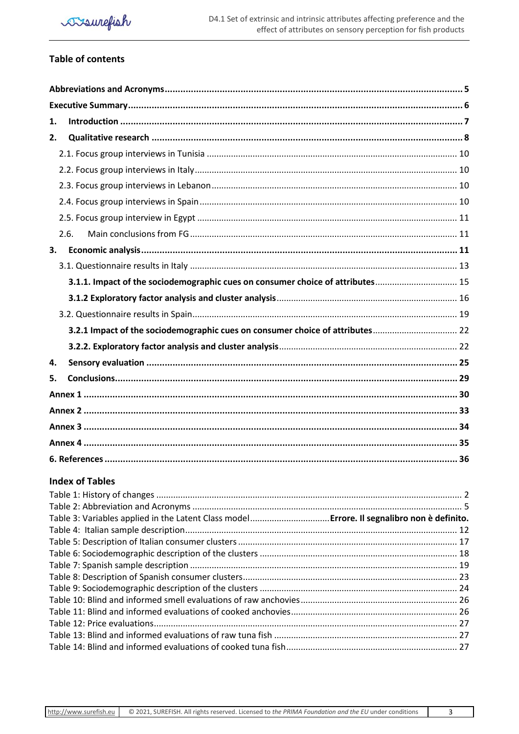## Table of contents

| | |
|---|---|
| **Abbreviations and Acronyms** | **5** |
| **Executive Summary** | **6** |
| **1. Introduction** | **7** |
| **2. Qualitative research** | **8** |
| 2.1. Focus group interviews in Tunisia | 10 |
| 2.2. Focus group interviews in Italy | 10 |
| 2.3. Focus group interviews in Lebanon | 10 |
| 2.4. Focus group interviews in Spain | 10 |
| 2.5. Focus group interview in Egypt | 11 |
| 2.6. Main conclusions from FG | 11 |
| **3. Economic analysis** | **11** |
| 3.1. Questionnaire results in Italy | 13 |
| **3.1.1. Impact of the sociodemographic cues on consumer choice of attributes** | 15 |
| **3.1.2 Exploratory factor analysis and cluster analysis** | 16 |
| 3.2. Questionnaire results in Spain | 19 |
| **3.2.1 Impact of the sociodemographic cues on consumer choice of attributes** | 22 |
| **3.2.2. Exploratory factor analysis and cluster analysis** | 22 |
| **4. Sensory evaluation** | **25** |
| **5. Conclusions** | **29** |
| **Annex 1** | **30** |
| **Annex 2** | **33** |
| **Annex 3** | **34** |
| **Annex 4** | **35** |
| **6. References** | **36** |

## Index of Tables

| | |
|---|---|
| Table 1: History of changes | 2 |
| Table 2: Abbreviation and Acronyms | 5 |
| Table 3: Variables applied in the Latent Class model | **Errore. Il segnalibro non è definito.** |
| Table 4: Italian sample description | 12 |
| Table 5: Description of Italian consumer clusters | 17 |
| Table 6: Sociodemographic description of the clusters | 18 |
| Table 7: Spanish sample description | 19 |
| Table 8: Description of Spanish consumer clusters | 23 |
| Table 9: Sociodemographic description of the clusters | 24 |
| Table 10: Blind and informed smell evaluations of raw anchovies | 26 |
| Table 11: Blind and informed evaluations of cooked anchovies | 26 |
| Table 12: Price evaluations | 27 |
| Table 13: Blind and informed evaluations of raw tuna fish | 27 |
| Table 14: Blind and informed evaluations of cooked tuna fish | 27 |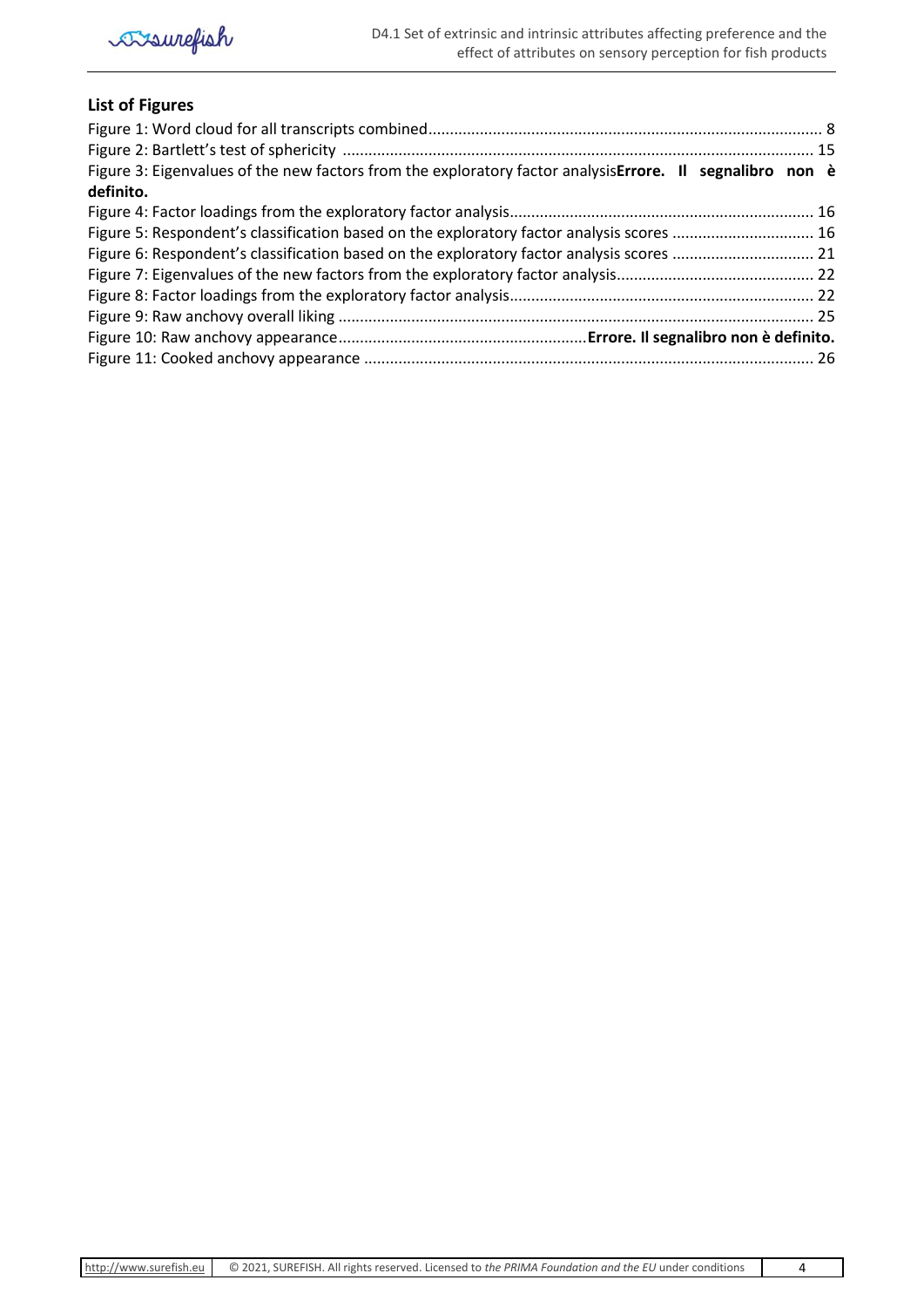## List of Figures

Figure 1: Word cloud for all transcripts combined........................................................................................... 8
Figure 2: Bartlett's test of sphericity ............................................................................................................. 15
Figure 3: Eigenvalues of the new factors from the exploratory factor analysis**Errore. Il segnalibro non è definito.**
Figure 4: Factor loadings from the exploratory factor analysis....................................................................... 16
Figure 5: Respondent's classification based on the exploratory factor analysis scores ................................. 16
Figure 6: Respondent's classification based on the exploratory factor analysis scores ................................. 21
Figure 7: Eigenvalues of the new factors from the exploratory factor analysis.............................................. 22
Figure 8: Factor loadings from the exploratory factor analysis....................................................................... 22
Figure 9: Raw anchovy overall liking .............................................................................................................. 25
Figure 10: Raw anchovy appearance..........................................................**Errore. Il segnalibro non è definito.**
Figure 11: Cooked anchovy appearance ........................................................................................................ 26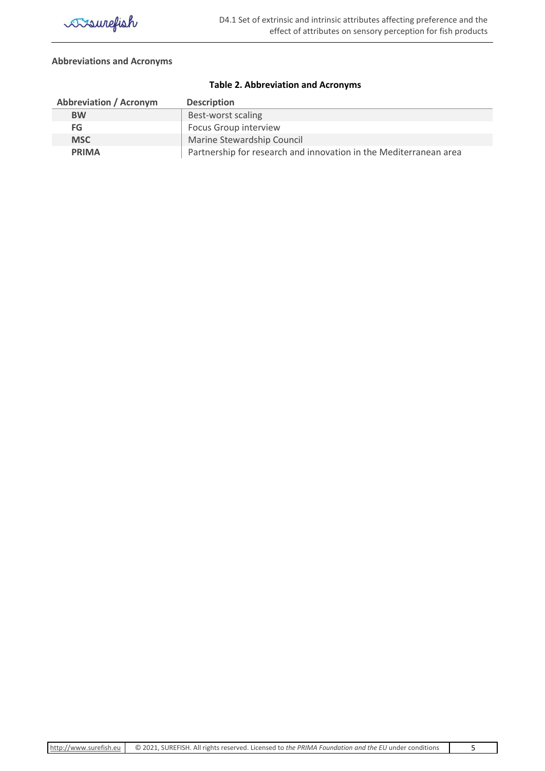## Abbreviations and Acronyms

**Table 2. Abbreviation and Acronyms**

| Abbreviation / Acronym | Description |
|---|---|
| **BW** | Best-worst scaling |
| **FG** | Focus Group interview |
| **MSC** | Marine Stewardship Council |
| **PRIMA** | Partnership for research and innovation in the Mediterranean area |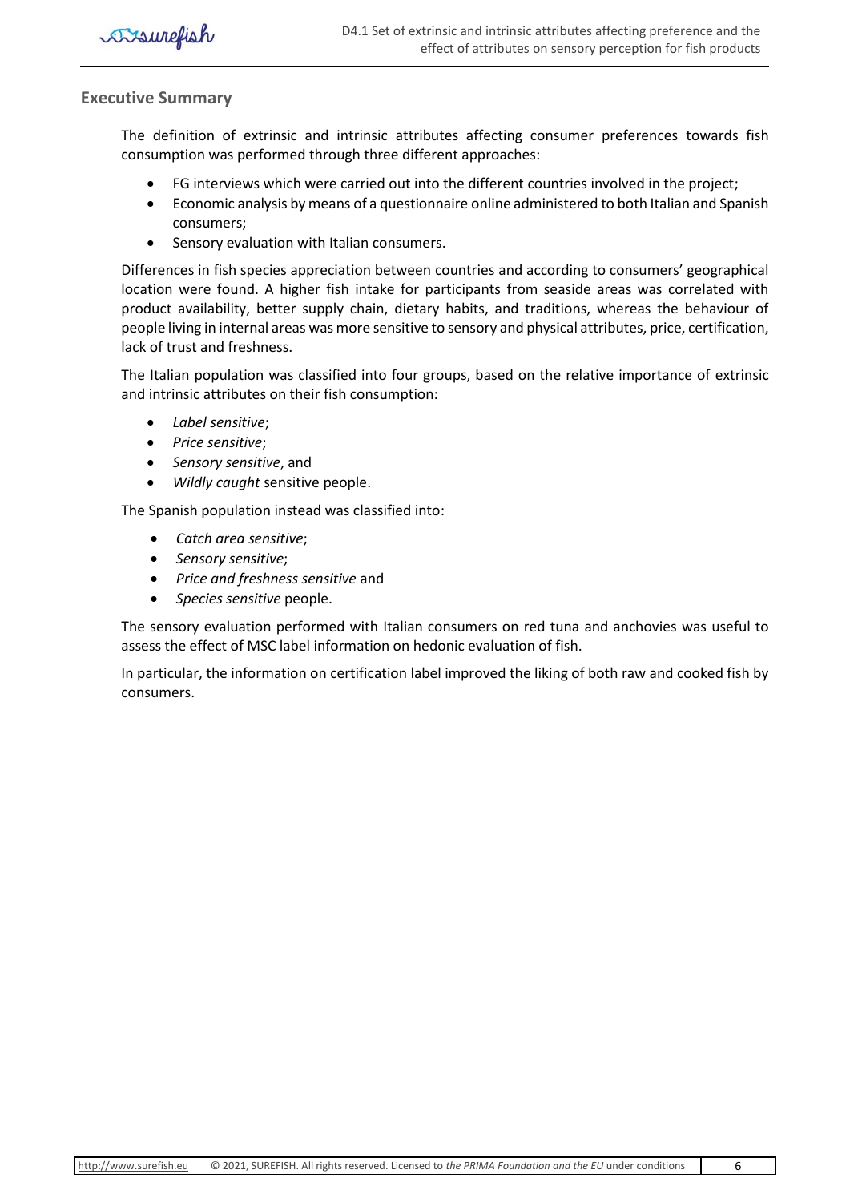## Executive Summary

The definition of extrinsic and intrinsic attributes affecting consumer preferences towards fish consumption was performed through three different approaches:

- FG interviews which were carried out into the different countries involved in the project;
- Economic analysis by means of a questionnaire online administered to both Italian and Spanish consumers;
- Sensory evaluation with Italian consumers.

Differences in fish species appreciation between countries and according to consumers' geographical location were found. A higher fish intake for participants from seaside areas was correlated with product availability, better supply chain, dietary habits, and traditions, whereas the behaviour of people living in internal areas was more sensitive to sensory and physical attributes, price, certification, lack of trust and freshness.

The Italian population was classified into four groups, based on the relative importance of extrinsic and intrinsic attributes on their fish consumption:

- *Label sensitive*;
- *Price sensitive*;
- *Sensory sensitive*, and
- *Wildly caught* sensitive people.

The Spanish population instead was classified into:

- *Catch area sensitive*;
- *Sensory sensitive*;
- *Price and freshness sensitive* and
- *Species sensitive* people.

The sensory evaluation performed with Italian consumers on red tuna and anchovies was useful to assess the effect of MSC label information on hedonic evaluation of fish.

In particular, the information on certification label improved the liking of both raw and cooked fish by consumers.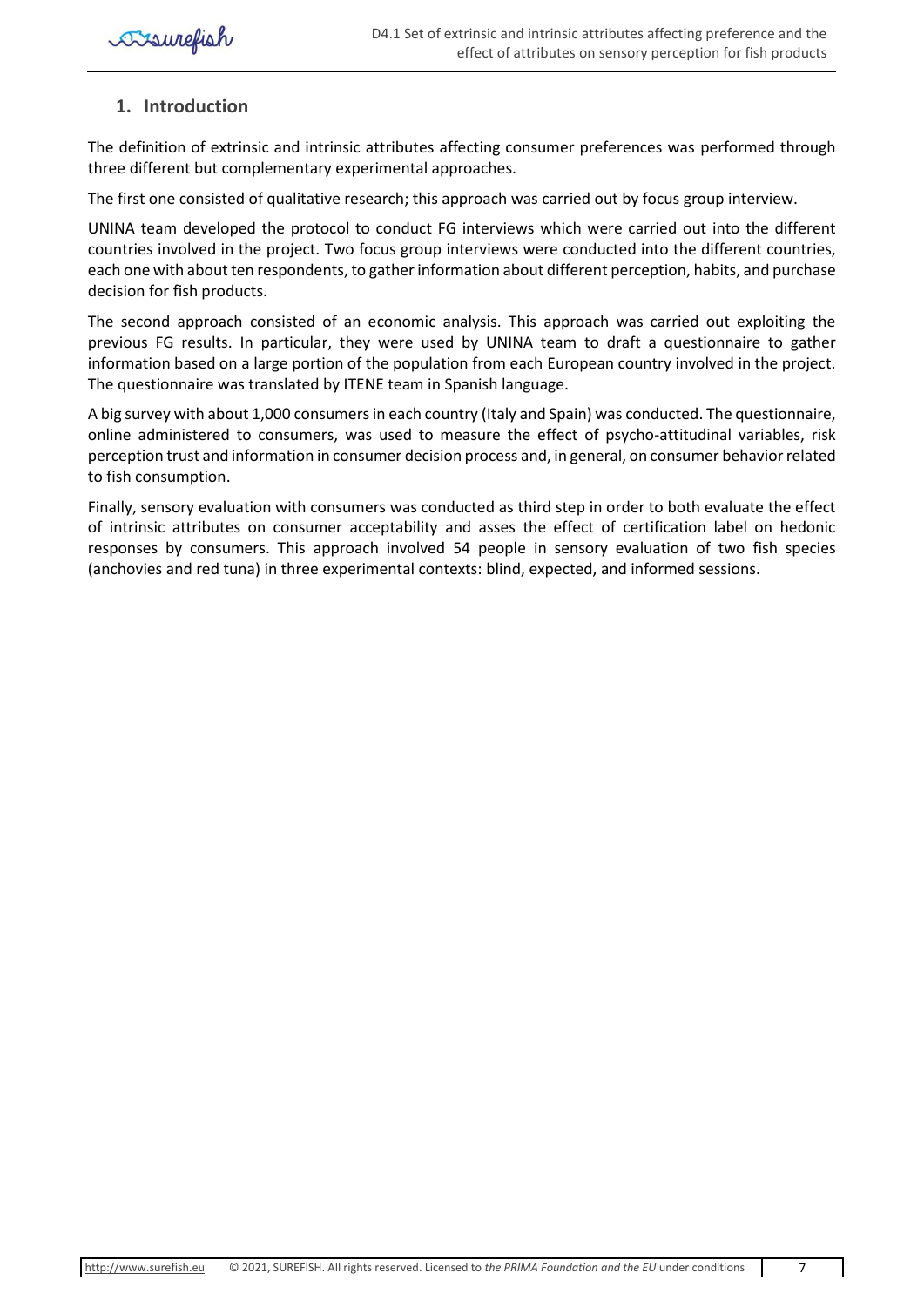## 1. Introduction

The definition of extrinsic and intrinsic attributes affecting consumer preferences was performed through three different but complementary experimental approaches.

The first one consisted of qualitative research; this approach was carried out by focus group interview.

UNINA team developed the protocol to conduct FG interviews which were carried out into the different countries involved in the project. Two focus group interviews were conducted into the different countries, each one with about ten respondents, to gather information about different perception, habits, and purchase decision for fish products.

The second approach consisted of an economic analysis. This approach was carried out exploiting the previous FG results. In particular, they were used by UNINA team to draft a questionnaire to gather information based on a large portion of the population from each European country involved in the project. The questionnaire was translated by ITENE team in Spanish language.

A big survey with about 1,000 consumers in each country (Italy and Spain) was conducted. The questionnaire, online administered to consumers, was used to measure the effect of psycho-attitudinal variables, risk perception trust and information in consumer decision process and, in general, on consumer behavior related to fish consumption.

Finally, sensory evaluation with consumers was conducted as third step in order to both evaluate the effect of intrinsic attributes on consumer acceptability and asses the effect of certification label on hedonic responses by consumers. This approach involved 54 people in sensory evaluation of two fish species (anchovies and red tuna) in three experimental contexts: blind, expected, and informed sessions.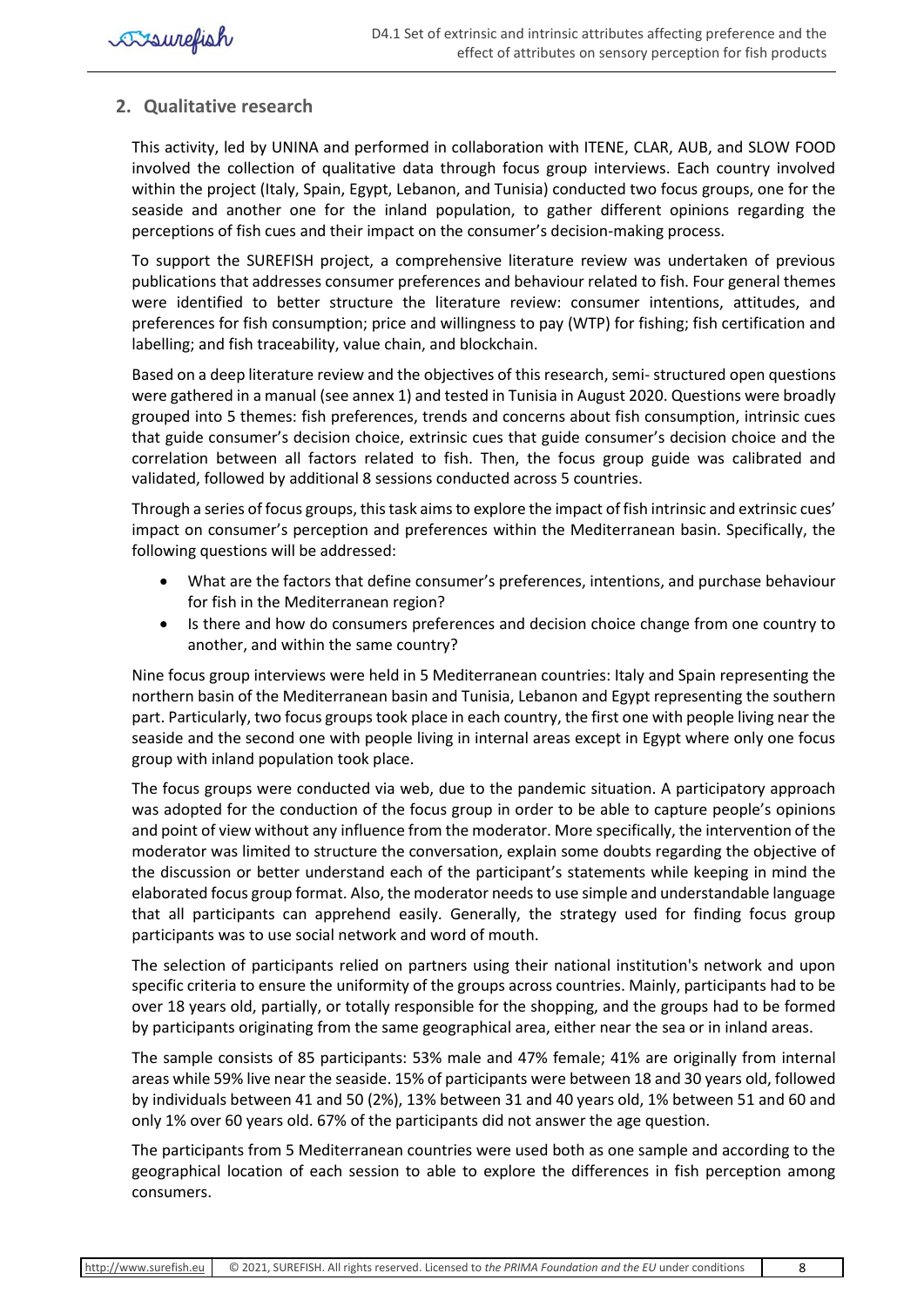## 2. Qualitative research

This activity, led by UNINA and performed in collaboration with ITENE, CLAR, AUB, and SLOW FOOD involved the collection of qualitative data through focus group interviews. Each country involved within the project (Italy, Spain, Egypt, Lebanon, and Tunisia) conducted two focus groups, one for the seaside and another one for the inland population, to gather different opinions regarding the perceptions of fish cues and their impact on the consumer's decision-making process.

To support the SUREFISH project, a comprehensive literature review was undertaken of previous publications that addresses consumer preferences and behaviour related to fish. Four general themes were identified to better structure the literature review: consumer intentions, attitudes, and preferences for fish consumption; price and willingness to pay (WTP) for fishing; fish certification and labelling; and fish traceability, value chain, and blockchain.

Based on a deep literature review and the objectives of this research, semi- structured open questions were gathered in a manual (see annex 1) and tested in Tunisia in August 2020. Questions were broadly grouped into 5 themes: fish preferences, trends and concerns about fish consumption, intrinsic cues that guide consumer's decision choice, extrinsic cues that guide consumer's decision choice and the correlation between all factors related to fish. Then, the focus group guide was calibrated and validated, followed by additional 8 sessions conducted across 5 countries.

Through a series of focus groups, this task aims to explore the impact of fish intrinsic and extrinsic cues' impact on consumer's perception and preferences within the Mediterranean basin. Specifically, the following questions will be addressed:

- What are the factors that define consumer's preferences, intentions, and purchase behaviour for fish in the Mediterranean region?
- Is there and how do consumers preferences and decision choice change from one country to another, and within the same country?

Nine focus group interviews were held in 5 Mediterranean countries: Italy and Spain representing the northern basin of the Mediterranean basin and Tunisia, Lebanon and Egypt representing the southern part. Particularly, two focus groups took place in each country, the first one with people living near the seaside and the second one with people living in internal areas except in Egypt where only one focus group with inland population took place.

The focus groups were conducted via web, due to the pandemic situation. A participatory approach was adopted for the conduction of the focus group in order to be able to capture people's opinions and point of view without any influence from the moderator. More specifically, the intervention of the moderator was limited to structure the conversation, explain some doubts regarding the objective of the discussion or better understand each of the participant's statements while keeping in mind the elaborated focus group format. Also, the moderator needs to use simple and understandable language that all participants can apprehend easily. Generally, the strategy used for finding focus group participants was to use social network and word of mouth.

The selection of participants relied on partners using their national institution's network and upon specific criteria to ensure the uniformity of the groups across countries. Mainly, participants had to be over 18 years old, partially, or totally responsible for the shopping, and the groups had to be formed by participants originating from the same geographical area, either near the sea or in inland areas.

The sample consists of 85 participants: 53% male and 47% female; 41% are originally from internal areas while 59% live near the seaside. 15% of participants were between 18 and 30 years old, followed by individuals between 41 and 50 (2%), 13% between 31 and 40 years old, 1% between 51 and 60 and only 1% over 60 years old. 67% of the participants did not answer the age question.

The participants from 5 Mediterranean countries were used both as one sample and according to the geographical location of each session to able to explore the differences in fish perception among consumers.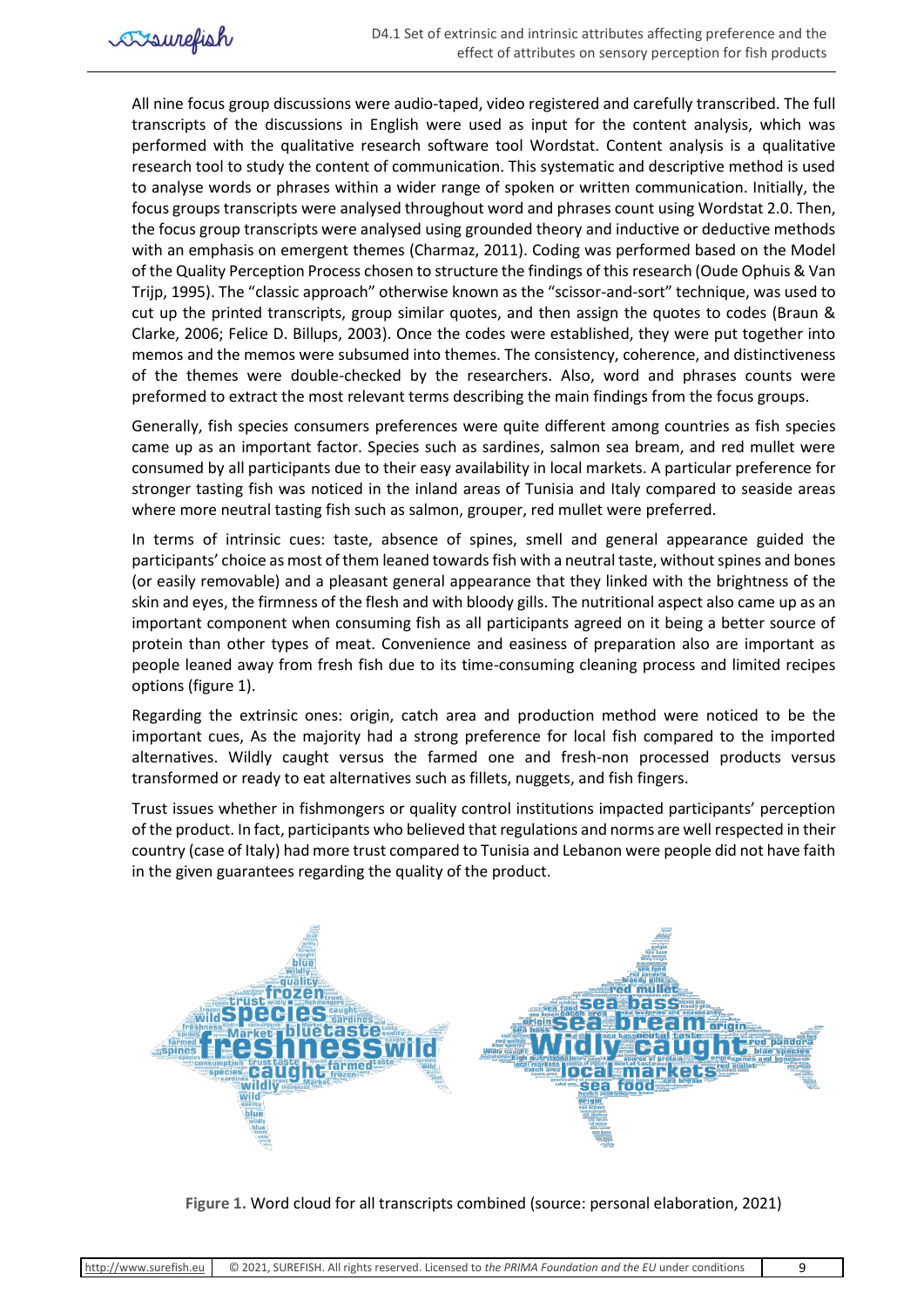All nine focus group discussions were audio-taped, video registered and carefully transcribed. The full transcripts of the discussions in English were used as input for the content analysis, which was performed with the qualitative research software tool Wordstat. Content analysis is a qualitative research tool to study the content of communication. This systematic and descriptive method is used to analyse words or phrases within a wider range of spoken or written communication. Initially, the focus groups transcripts were analysed throughout word and phrases count using Wordstat 2.0. Then, the focus group transcripts were analysed using grounded theory and inductive or deductive methods with an emphasis on emergent themes (Charmaz, 2011). Coding was performed based on the Model of the Quality Perception Process chosen to structure the findings of this research (Oude Ophuis & Van Trijp, 1995). The "classic approach" otherwise known as the "scissor-and-sort" technique, was used to cut up the printed transcripts, group similar quotes, and then assign the quotes to codes (Braun & Clarke, 2006; Felice D. Billups, 2003). Once the codes were established, they were put together into memos and the memos were subsumed into themes. The consistency, coherence, and distinctiveness of the themes were double-checked by the researchers. Also, word and phrases counts were preformed to extract the most relevant terms describing the main findings from the focus groups.

Generally, fish species consumers preferences were quite different among countries as fish species came up as an important factor. Species such as sardines, salmon sea bream, and red mullet were consumed by all participants due to their easy availability in local markets. A particular preference for stronger tasting fish was noticed in the inland areas of Tunisia and Italy compared to seaside areas where more neutral tasting fish such as salmon, grouper, red mullet were preferred.

In terms of intrinsic cues: taste, absence of spines, smell and general appearance guided the participants' choice as most of them leaned towards fish with a neutral taste, without spines and bones (or easily removable) and a pleasant general appearance that they linked with the brightness of the skin and eyes, the firmness of the flesh and with bloody gills. The nutritional aspect also came up as an important component when consuming fish as all participants agreed on it being a better source of protein than other types of meat. Convenience and easiness of preparation also are important as people leaned away from fresh fish due to its time-consuming cleaning process and limited recipes options (figure 1).

Regarding the extrinsic ones: origin, catch area and production method were noticed to be the important cues, As the majority had a strong preference for local fish compared to the imported alternatives. Wildly caught versus the farmed one and fresh-non processed products versus transformed or ready to eat alternatives such as fillets, nuggets, and fish fingers.

Trust issues whether in fishmongers or quality control institutions impacted participants' perception of the product. In fact, participants who believed that regulations and norms are well respected in their country (case of Italy) had more trust compared to Tunisia and Lebanon were people did not have faith in the given guarantees regarding the quality of the product.

**Figure 1.** Word cloud for all transcripts combined (source: personal elaboration, 2021)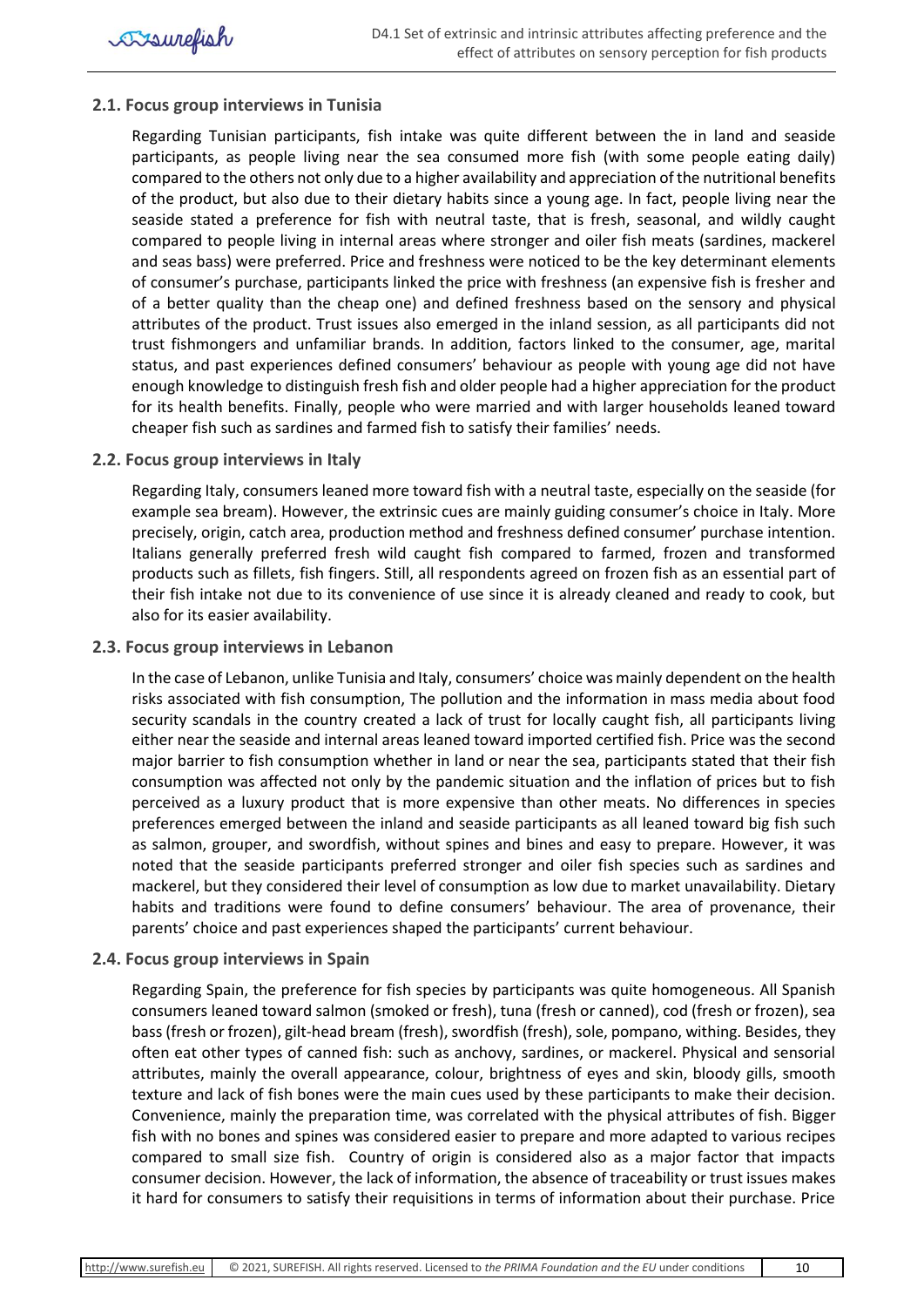## 2.1. Focus group interviews in Tunisia

Regarding Tunisian participants, fish intake was quite different between the in land and seaside participants, as people living near the sea consumed more fish (with some people eating daily) compared to the others not only due to a higher availability and appreciation of the nutritional benefits of the product, but also due to their dietary habits since a young age. In fact, people living near the seaside stated a preference for fish with neutral taste, that is fresh, seasonal, and wildly caught compared to people living in internal areas where stronger and oiler fish meats (sardines, mackerel and seas bass) were preferred. Price and freshness were noticed to be the key determinant elements of consumer's purchase, participants linked the price with freshness (an expensive fish is fresher and of a better quality than the cheap one) and defined freshness based on the sensory and physical attributes of the product. Trust issues also emerged in the inland session, as all participants did not trust fishmongers and unfamiliar brands. In addition, factors linked to the consumer, age, marital status, and past experiences defined consumers' behaviour as people with young age did not have enough knowledge to distinguish fresh fish and older people had a higher appreciation for the product for its health benefits. Finally, people who were married and with larger households leaned toward cheaper fish such as sardines and farmed fish to satisfy their families' needs.

## 2.2. Focus group interviews in Italy

Regarding Italy, consumers leaned more toward fish with a neutral taste, especially on the seaside (for example sea bream). However, the extrinsic cues are mainly guiding consumer's choice in Italy. More precisely, origin, catch area, production method and freshness defined consumer' purchase intention. Italians generally preferred fresh wild caught fish compared to farmed, frozen and transformed products such as fillets, fish fingers. Still, all respondents agreed on frozen fish as an essential part of their fish intake not due to its convenience of use since it is already cleaned and ready to cook, but also for its easier availability.

## 2.3. Focus group interviews in Lebanon

In the case of Lebanon, unlike Tunisia and Italy, consumers' choice was mainly dependent on the health risks associated with fish consumption, The pollution and the information in mass media about food security scandals in the country created a lack of trust for locally caught fish, all participants living either near the seaside and internal areas leaned toward imported certified fish. Price was the second major barrier to fish consumption whether in land or near the sea, participants stated that their fish consumption was affected not only by the pandemic situation and the inflation of prices but to fish perceived as a luxury product that is more expensive than other meats. No differences in species preferences emerged between the inland and seaside participants as all leaned toward big fish such as salmon, grouper, and swordfish, without spines and bines and easy to prepare. However, it was noted that the seaside participants preferred stronger and oiler fish species such as sardines and mackerel, but they considered their level of consumption as low due to market unavailability. Dietary habits and traditions were found to define consumers' behaviour. The area of provenance, their parents' choice and past experiences shaped the participants' current behaviour.

## 2.4. Focus group interviews in Spain

Regarding Spain, the preference for fish species by participants was quite homogeneous. All Spanish consumers leaned toward salmon (smoked or fresh), tuna (fresh or canned), cod (fresh or frozen), sea bass (fresh or frozen), gilt-head bream (fresh), swordfish (fresh), sole, pompano, withing. Besides, they often eat other types of canned fish: such as anchovy, sardines, or mackerel. Physical and sensorial attributes, mainly the overall appearance, colour, brightness of eyes and skin, bloody gills, smooth texture and lack of fish bones were the main cues used by these participants to make their decision. Convenience, mainly the preparation time, was correlated with the physical attributes of fish. Bigger fish with no bones and spines was considered easier to prepare and more adapted to various recipes compared to small size fish. Country of origin is considered also as a major factor that impacts consumer decision. However, the lack of information, the absence of traceability or trust issues makes it hard for consumers to satisfy their requisitions in terms of information about their purchase. Price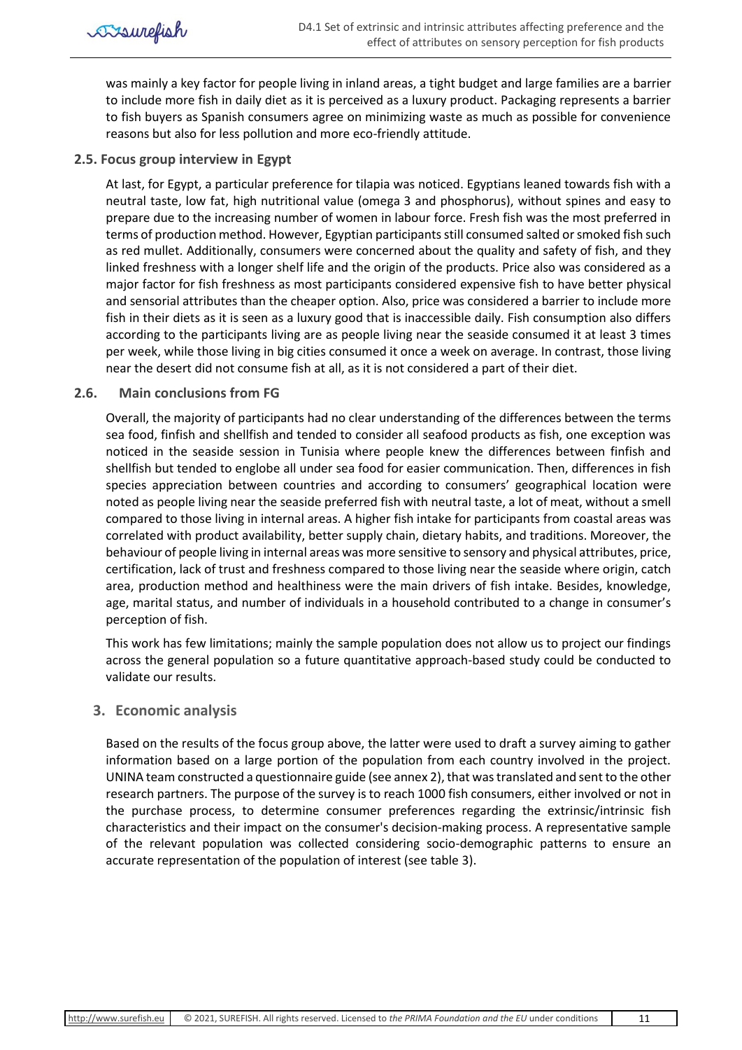was mainly a key factor for people living in inland areas, a tight budget and large families are a barrier to include more fish in daily diet as it is perceived as a luxury product. Packaging represents a barrier to fish buyers as Spanish consumers agree on minimizing waste as much as possible for convenience reasons but also for less pollution and more eco-friendly attitude.

### 2.5. Focus group interview in Egypt

At last, for Egypt, a particular preference for tilapia was noticed. Egyptians leaned towards fish with a neutral taste, low fat, high nutritional value (omega 3 and phosphorus), without spines and easy to prepare due to the increasing number of women in labour force. Fresh fish was the most preferred in terms of production method. However, Egyptian participants still consumed salted or smoked fish such as red mullet. Additionally, consumers were concerned about the quality and safety of fish, and they linked freshness with a longer shelf life and the origin of the products. Price also was considered as a major factor for fish freshness as most participants considered expensive fish to have better physical and sensorial attributes than the cheaper option. Also, price was considered a barrier to include more fish in their diets as it is seen as a luxury good that is inaccessible daily. Fish consumption also differs according to the participants living are as people living near the seaside consumed it at least 3 times per week, while those living in big cities consumed it once a week on average. In contrast, those living near the desert did not consume fish at all, as it is not considered a part of their diet.

### 2.6. Main conclusions from FG

Overall, the majority of participants had no clear understanding of the differences between the terms sea food, finfish and shellfish and tended to consider all seafood products as fish, one exception was noticed in the seaside session in Tunisia where people knew the differences between finfish and shellfish but tended to englobe all under sea food for easier communication. Then, differences in fish species appreciation between countries and according to consumers' geographical location were noted as people living near the seaside preferred fish with neutral taste, a lot of meat, without a smell compared to those living in internal areas. A higher fish intake for participants from coastal areas was correlated with product availability, better supply chain, dietary habits, and traditions. Moreover, the behaviour of people living in internal areas was more sensitive to sensory and physical attributes, price, certification, lack of trust and freshness compared to those living near the seaside where origin, catch area, production method and healthiness were the main drivers of fish intake. Besides, knowledge, age, marital status, and number of individuals in a household contributed to a change in consumer's perception of fish.

This work has few limitations; mainly the sample population does not allow us to project our findings across the general population so a future quantitative approach-based study could be conducted to validate our results.

## 3. Economic analysis

Based on the results of the focus group above, the latter were used to draft a survey aiming to gather information based on a large portion of the population from each country involved in the project. UNINA team constructed a questionnaire guide (see annex 2), that was translated and sent to the other research partners. The purpose of the survey is to reach 1000 fish consumers, either involved or not in the purchase process, to determine consumer preferences regarding the extrinsic/intrinsic fish characteristics and their impact on the consumer's decision-making process. A representative sample of the relevant population was collected considering socio-demographic patterns to ensure an accurate representation of the population of interest (see table 3).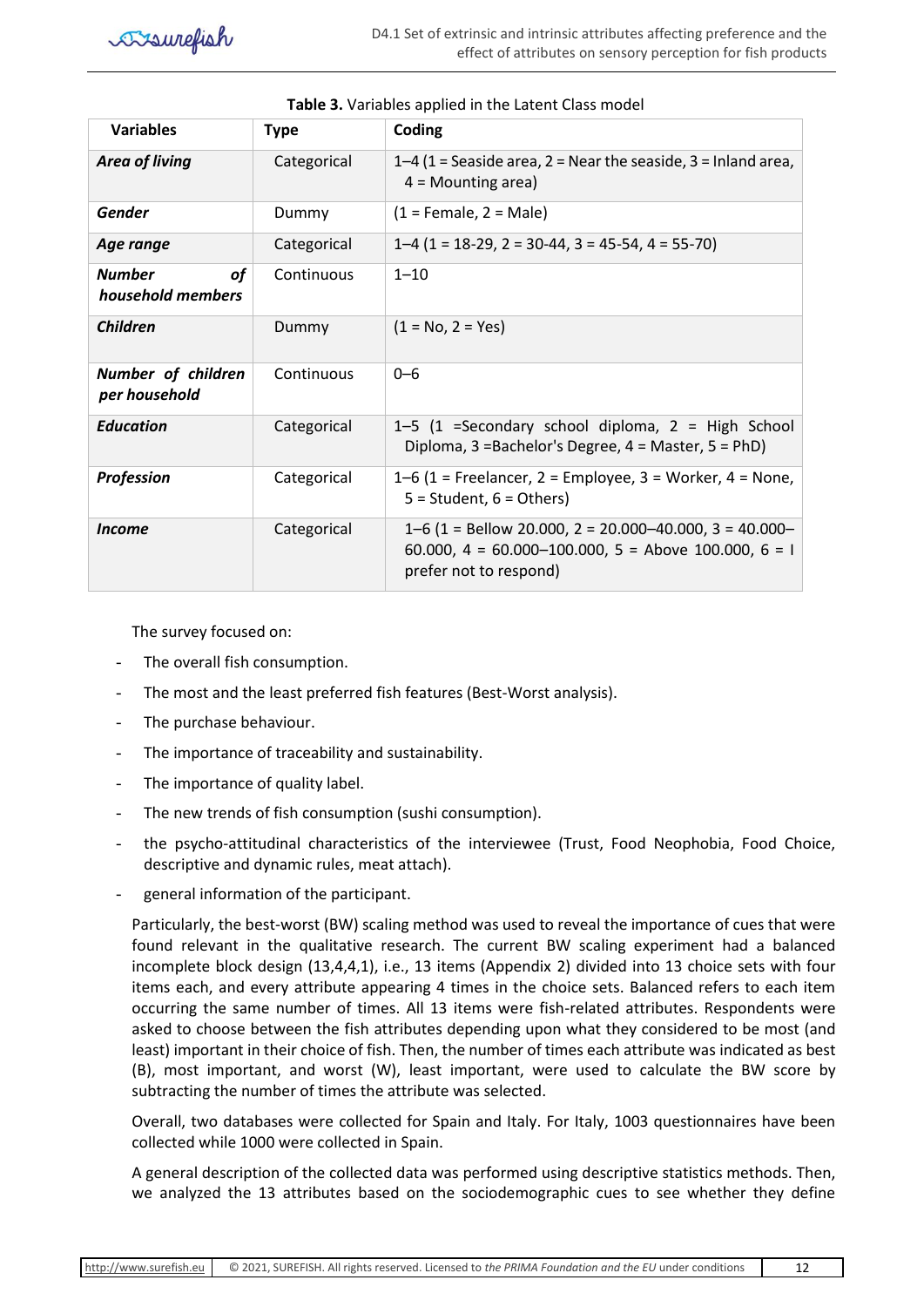**Table 3.** Variables applied in the Latent Class model

| Variables | Type | Coding |
| --- | --- | --- |
| ***Area of living*** | Categorical | 1–4 (1 = Seaside area, 2 = Near the seaside, 3 = Inland area, 4 = Mounting area) |
| ***Gender*** | Dummy | (1 = Female, 2 = Male) |
| ***Age range*** | Categorical | 1–4 (1 = 18-29, 2 = 30-44, 3 = 45-54, 4 = 55-70) |
| ***Number of household members*** | Continuous | 1–10 |
| ***Children*** | Dummy | (1 = No, 2 = Yes) |
| ***Number of children per household*** | Continuous | 0–6 |
| ***Education*** | Categorical | 1–5 (1 =Secondary school diploma, 2 = High School Diploma, 3 =Bachelor's Degree, 4 = Master, 5 = PhD) |
| ***Profession*** | Categorical | 1–6 (1 = Freelancer, 2 = Employee, 3 = Worker, 4 = None, 5 = Student, 6 = Others) |
| ***Income*** | Categorical | 1–6 (1 = Bellow 20.000, 2 = 20.000–40.000, 3 = 40.000–60.000, 4 = 60.000–100.000, 5 = Above 100.000, 6 = I prefer not to respond) |

The survey focused on:

- The overall fish consumption.
- The most and the least preferred fish features (Best-Worst analysis).
- The purchase behaviour.
- The importance of traceability and sustainability.
- The importance of quality label.
- The new trends of fish consumption (sushi consumption).
- the psycho-attitudinal characteristics of the interviewee (Trust, Food Neophobia, Food Choice, descriptive and dynamic rules, meat attach).
- general information of the participant.

Particularly, the best-worst (BW) scaling method was used to reveal the importance of cues that were found relevant in the qualitative research. The current BW scaling experiment had a balanced incomplete block design (13,4,4,1), i.e., 13 items (Appendix 2) divided into 13 choice sets with four items each, and every attribute appearing 4 times in the choice sets. Balanced refers to each item occurring the same number of times. All 13 items were fish-related attributes. Respondents were asked to choose between the fish attributes depending upon what they considered to be most (and least) important in their choice of fish. Then, the number of times each attribute was indicated as best (B), most important, and worst (W), least important, were used to calculate the BW score by subtracting the number of times the attribute was selected.

Overall, two databases were collected for Spain and Italy. For Italy, 1003 questionnaires have been collected while 1000 were collected in Spain.

A general description of the collected data was performed using descriptive statistics methods. Then, we analyzed the 13 attributes based on the sociodemographic cues to see whether they define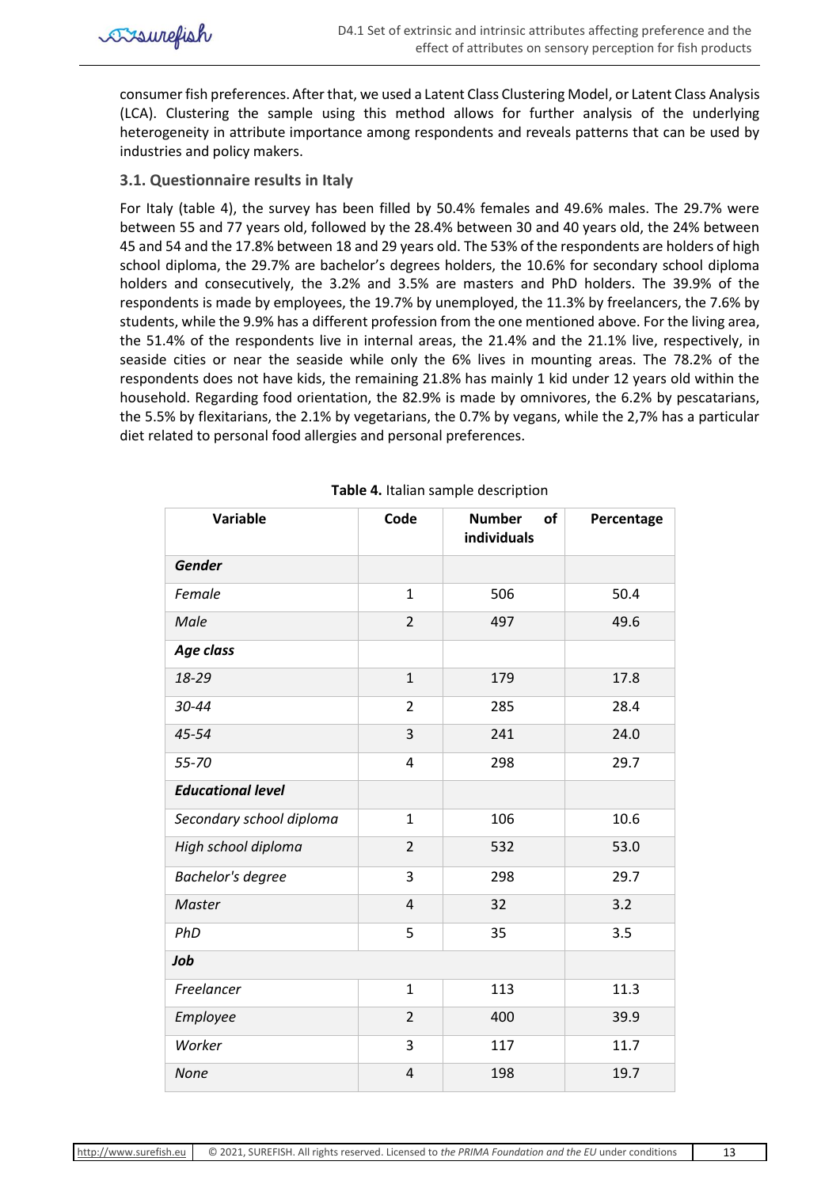consumer fish preferences. After that, we used a Latent Class Clustering Model, or Latent Class Analysis (LCA). Clustering the sample using this method allows for further analysis of the underlying heterogeneity in attribute importance among respondents and reveals patterns that can be used by industries and policy makers.

### 3.1. Questionnaire results in Italy

For Italy (table 4), the survey has been filled by 50.4% females and 49.6% males. The 29.7% were between 55 and 77 years old, followed by the 28.4% between 30 and 40 years old, the 24% between 45 and 54 and the 17.8% between 18 and 29 years old. The 53% of the respondents are holders of high school diploma, the 29.7% are bachelor's degrees holders, the 10.6% for secondary school diploma holders and consecutively, the 3.2% and 3.5% are masters and PhD holders. The 39.9% of the respondents is made by employees, the 19.7% by unemployed, the 11.3% by freelancers, the 7.6% by students, while the 9.9% has a different profession from the one mentioned above. For the living area, the 51.4% of the respondents live in internal areas, the 21.4% and the 21.1% live, respectively, in seaside cities or near the seaside while only the 6% lives in mounting areas. The 78.2% of the respondents does not have kids, the remaining 21.8% has mainly 1 kid under 12 years old within the household. Regarding food orientation, the 82.9% is made by omnivores, the 6.2% by pescatarians, the 5.5% by flexitarians, the 2.1% by vegetarians, the 0.7% by vegans, while the 2,7% has a particular diet related to personal food allergies and personal preferences.

**Table 4.** Italian sample description

| Variable | Code | Number of individuals | Percentage |
|---|---|---|---|
| ***Gender*** | | | |
| *Female* | 1 | 506 | 50.4 |
| *Male* | 2 | 497 | 49.6 |
| ***Age class*** | | | |
| *18-29* | 1 | 179 | 17.8 |
| *30-44* | 2 | 285 | 28.4 |
| *45-54* | 3 | 241 | 24.0 |
| *55-70* | 4 | 298 | 29.7 |
| ***Educational level*** | | | |
| *Secondary school diploma* | 1 | 106 | 10.6 |
| *High school diploma* | 2 | 532 | 53.0 |
| *Bachelor's degree* | 3 | 298 | 29.7 |
| *Master* | 4 | 32 | 3.2 |
| *PhD* | 5 | 35 | 3.5 |
| ***Job*** | | | |
| *Freelancer* | 1 | 113 | 11.3 |
| *Employee* | 2 | 400 | 39.9 |
| *Worker* | 3 | 117 | 11.7 |
| *None* | 4 | 198 | 19.7 |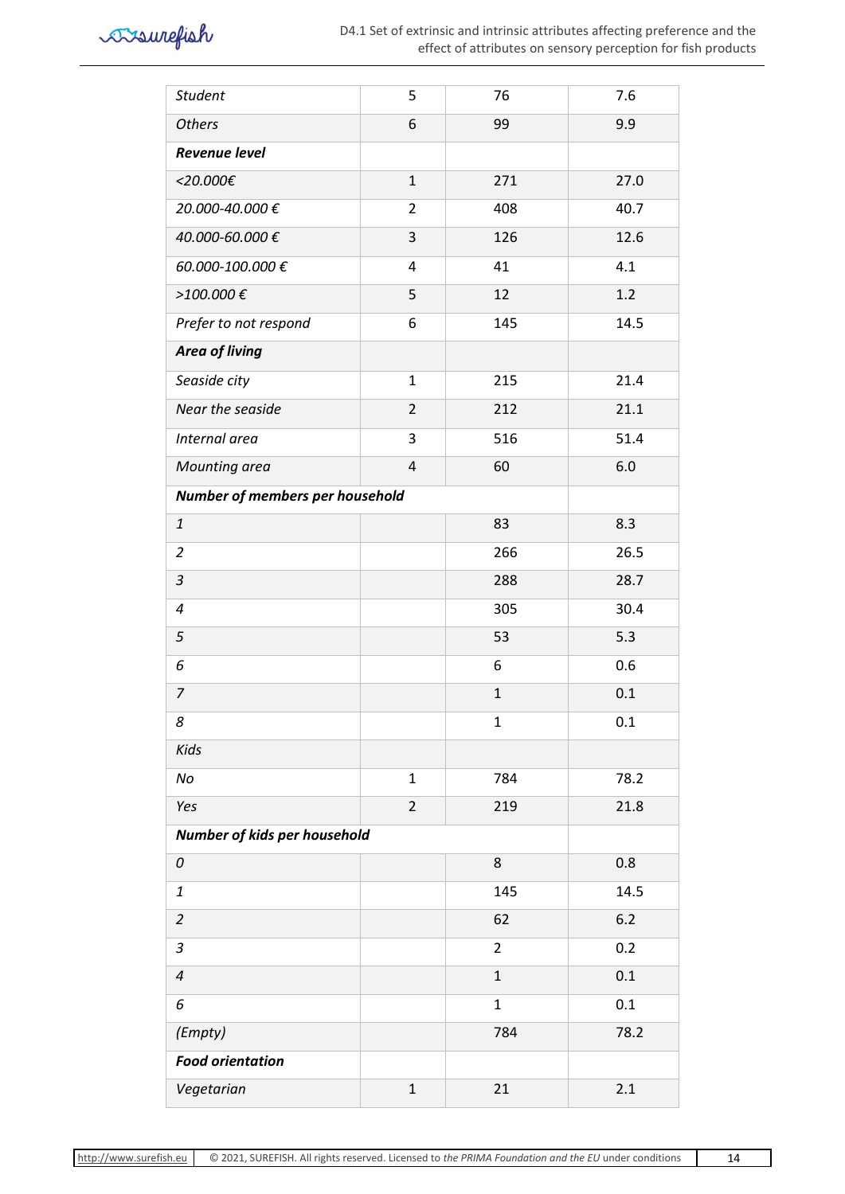| | | | |
|---|---|---|---|
| *Student* | 5 | 76 | 7.6 |
| *Others* | 6 | 99 | 9.9 |
| ***Revenue level*** | | | |
| *<20.000€* | 1 | 271 | 27.0 |
| *20.000-40.000 €* | 2 | 408 | 40.7 |
| *40.000-60.000 €* | 3 | 126 | 12.6 |
| *60.000-100.000 €* | 4 | 41 | 4.1 |
| *>100.000 €* | 5 | 12 | 1.2 |
| *Prefer to not respond* | 6 | 145 | 14.5 |
| ***Area of living*** | | | |
| *Seaside city* | 1 | 215 | 21.4 |
| *Near the seaside* | 2 | 212 | 21.1 |
| *Internal area* | 3 | 516 | 51.4 |
| *Mounting area* | 4 | 60 | 6.0 |
| ***Number of members per household*** | | | |
| *1* | | 83 | 8.3 |
| *2* | | 266 | 26.5 |
| *3* | | 288 | 28.7 |
| *4* | | 305 | 30.4 |
| *5* | | 53 | 5.3 |
| *6* | | 6 | 0.6 |
| *7* | | 1 | 0.1 |
| *8* | | 1 | 0.1 |
| *Kids* | | | |
| *No* | 1 | 784 | 78.2 |
| *Yes* | 2 | 219 | 21.8 |
| ***Number of kids per household*** | | | |
| *0* | | 8 | 0.8 |
| *1* | | 145 | 14.5 |
| *2* | | 62 | 6.2 |
| *3* | | 2 | 0.2 |
| *4* | | 1 | 0.1 |
| *6* | | 1 | 0.1 |
| *(Empty)* | | 784 | 78.2 |
| ***Food orientation*** | | | |
| *Vegetarian* | 1 | 21 | 2.1 |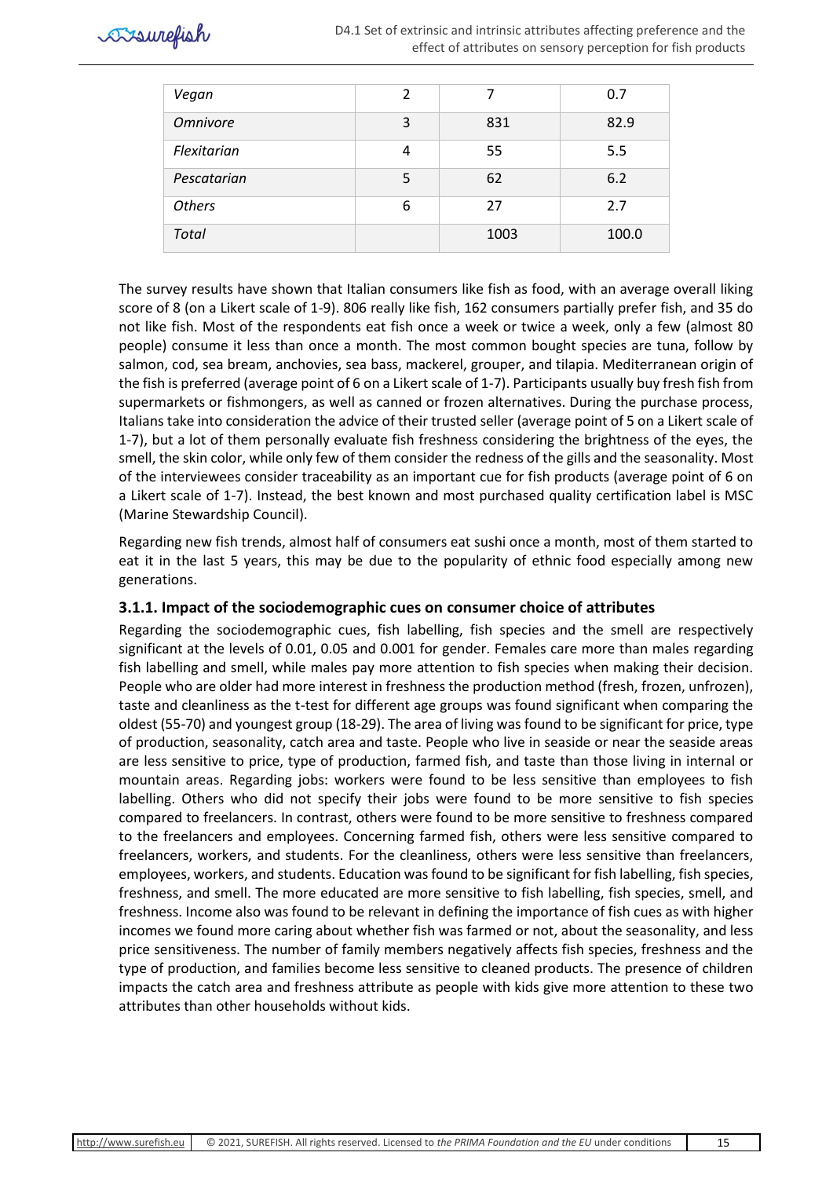| *Vegan* | 2 | 7 | 0.7 |
|---|---|---|---|
| *Omnivore* | 3 | 831 | 82.9 |
| *Flexitarian* | 4 | 55 | 5.5 |
| *Pescatarian* | 5 | 62 | 6.2 |
| *Others* | 6 | 27 | 2.7 |
| *Total* | | 1003 | 100.0 |

The survey results have shown that Italian consumers like fish as food, with an average overall liking score of 8 (on a Likert scale of 1-9). 806 really like fish, 162 consumers partially prefer fish, and 35 do not like fish. Most of the respondents eat fish once a week or twice a week, only a few (almost 80 people) consume it less than once a month. The most common bought species are tuna, follow by salmon, cod, sea bream, anchovies, sea bass, mackerel, grouper, and tilapia. Mediterranean origin of the fish is preferred (average point of 6 on a Likert scale of 1-7). Participants usually buy fresh fish from supermarkets or fishmongers, as well as canned or frozen alternatives. During the purchase process, Italians take into consideration the advice of their trusted seller (average point of 5 on a Likert scale of 1-7), but a lot of them personally evaluate fish freshness considering the brightness of the eyes, the smell, the skin color, while only few of them consider the redness of the gills and the seasonality. Most of the interviewees consider traceability as an important cue for fish products (average point of 6 on a Likert scale of 1-7). Instead, the best known and most purchased quality certification label is MSC (Marine Stewardship Council).

Regarding new fish trends, almost half of consumers eat sushi once a month, most of them started to eat it in the last 5 years, this may be due to the popularity of ethnic food especially among new generations.

### 3.1.1. Impact of the sociodemographic cues on consumer choice of attributes

Regarding the sociodemographic cues, fish labelling, fish species and the smell are respectively significant at the levels of 0.01, 0.05 and 0.001 for gender. Females care more than males regarding fish labelling and smell, while males pay more attention to fish species when making their decision. People who are older had more interest in freshness the production method (fresh, frozen, unfrozen), taste and cleanliness as the t-test for different age groups was found significant when comparing the oldest (55-70) and youngest group (18-29). The area of living was found to be significant for price, type of production, seasonality, catch area and taste. People who live in seaside or near the seaside areas are less sensitive to price, type of production, farmed fish, and taste than those living in internal or mountain areas. Regarding jobs: workers were found to be less sensitive than employees to fish labelling. Others who did not specify their jobs were found to be more sensitive to fish species compared to freelancers. In contrast, others were found to be more sensitive to freshness compared to the freelancers and employees. Concerning farmed fish, others were less sensitive compared to freelancers, workers, and students. For the cleanliness, others were less sensitive than freelancers, employees, workers, and students. Education was found to be significant for fish labelling, fish species, freshness, and smell. The more educated are more sensitive to fish labelling, fish species, smell, and freshness. Income also was found to be relevant in defining the importance of fish cues as with higher incomes we found more caring about whether fish was farmed or not, about the seasonality, and less price sensitiveness. The number of family members negatively affects fish species, freshness and the type of production, and families become less sensitive to cleaned products. The presence of children impacts the catch area and freshness attribute as people with kids give more attention to these two attributes than other households without kids.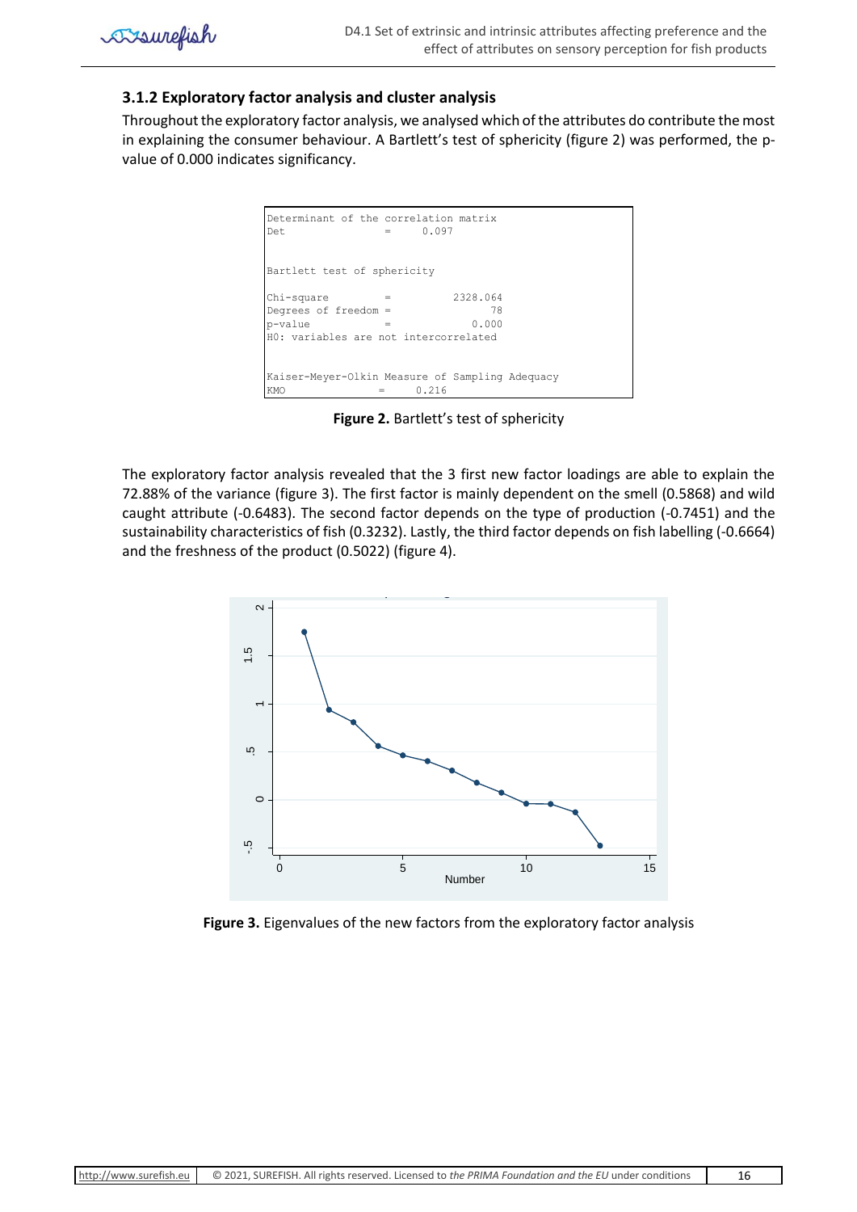### 3.1.2 Exploratory factor analysis and cluster analysis

Throughout the exploratory factor analysis, we analysed which of the attributes do contribute the most in explaining the consumer behaviour. A Bartlett's test of sphericity (figure 2) was performed, the p-value of 0.000 indicates significancy.

```
Determinant of the correlation matrix
Det                  =     0.097


Bartlett test of sphericity

Chi-square           =          2328.064
Degrees of freedom   =                78
p-value              =             0.000
H0: variables are not intercorrelated


Kaiser-Meyer-Olkin Measure of Sampling Adequacy
KMO                  =     0.216
```

**Figure 2.** Bartlett's test of sphericity

The exploratory factor analysis revealed that the 3 first new factor loadings are able to explain the 72.88% of the variance (figure 3). The first factor is mainly dependent on the smell (0.5868) and wild caught attribute (-0.6483). The second factor depends on the type of production (-0.7451) and the sustainability characteristics of fish (0.3232). Lastly, the third factor depends on fish labelling (-0.6664) and the freshness of the product (0.5022) (figure 4).

**Figure 3.** Eigenvalues of the new factors from the exploratory factor analysis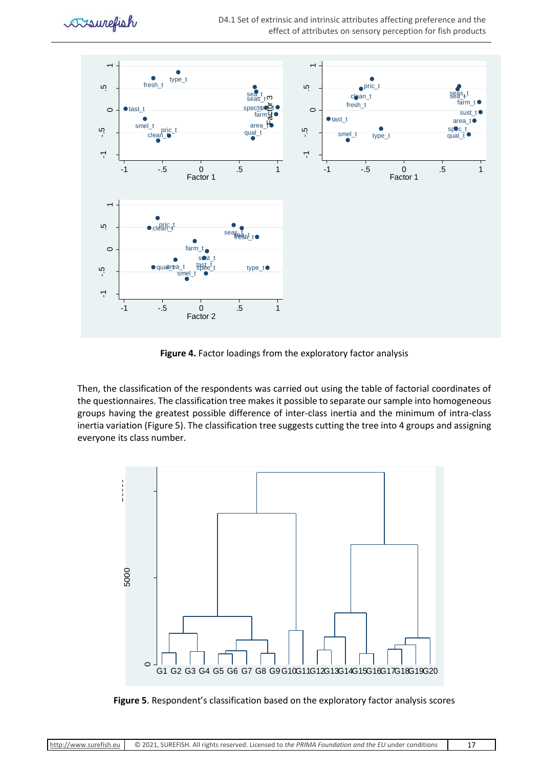**Figure 4.** Factor loadings from the exploratory factor analysis

Then, the classification of the respondents was carried out using the table of factorial coordinates of the questionnaires. The classification tree makes it possible to separate our sample into homogeneous groups having the greatest possible difference of inter-class inertia and the minimum of intra-class inertia variation (Figure 5). The classification tree suggests cutting the tree into 4 groups and assigning everyone its class number.

**Figure 5**. Respondent's classification based on the exploratory factor analysis scores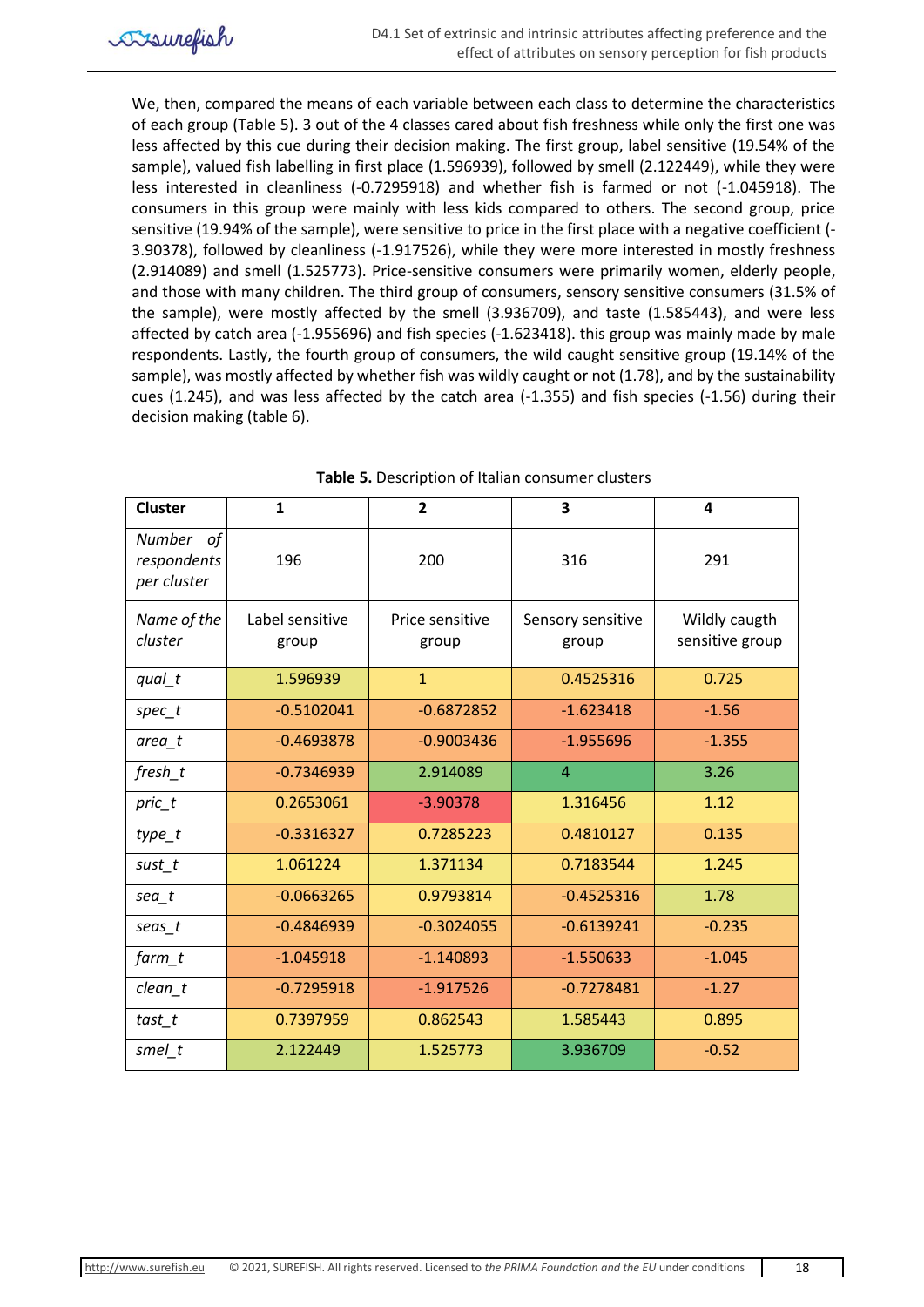We, then, compared the means of each variable between each class to determine the characteristics of each group (Table 5). 3 out of the 4 classes cared about fish freshness while only the first one was less affected by this cue during their decision making. The first group, label sensitive (19.54% of the sample), valued fish labelling in first place (1.596939), followed by smell (2.122449), while they were less interested in cleanliness (-0.7295918) and whether fish is farmed or not (-1.045918). The consumers in this group were mainly with less kids compared to others. The second group, price sensitive (19.94% of the sample), were sensitive to price in the first place with a negative coefficient (-3.90378), followed by cleanliness (-1.917526), while they were more interested in mostly freshness (2.914089) and smell (1.525773). Price-sensitive consumers were primarily women, elderly people, and those with many children. The third group of consumers, sensory sensitive consumers (31.5% of the sample), were mostly affected by the smell (3.936709), and taste (1.585443), and were less affected by catch area (-1.955696) and fish species (-1.623418). this group was mainly made by male respondents. Lastly, the fourth group of consumers, the wild caught sensitive group (19.14% of the sample), was mostly affected by whether fish was wildly caught or not (1.78), and by the sustainability cues (1.245), and was less affected by the catch area (-1.355) and fish species (-1.56) during their decision making (table 6).

**Table 5.** Description of Italian consumer clusters

| **Cluster** | **1** | **2** | **3** | **4** |
|---|---|---|---|---|
| *Number of respondents per cluster* | 196 | 200 | 316 | 291 |
| *Name of the cluster* | Label sensitive group | Price sensitive group | Sensory sensitive group | Wildly caugth sensitive group |
| *qual_t* | 1.596939 | 1 | 0.4525316 | 0.725 |
| *spec_t* | -0.5102041 | -0.6872852 | -1.623418 | -1.56 |
| *area_t* | -0.4693878 | -0.9003436 | -1.955696 | -1.355 |
| *fresh_t* | -0.7346939 | 2.914089 | 4 | 3.26 |
| *pric_t* | 0.2653061 | -3.90378 | 1.316456 | 1.12 |
| *type_t* | -0.3316327 | 0.7285223 | 0.4810127 | 0.135 |
| *sust_t* | 1.061224 | 1.371134 | 0.7183544 | 1.245 |
| *sea_t* | -0.0663265 | 0.9793814 | -0.4525316 | 1.78 |
| *seas_t* | -0.4846939 | -0.3024055 | -0.6139241 | -0.235 |
| *farm_t* | -1.045918 | -1.140893 | -1.550633 | -1.045 |
| *clean_t* | -0.7295918 | -1.917526 | -0.7278481 | -1.27 |
| *tast_t* | 0.7397959 | 0.862543 | 1.585443 | 0.895 |
| *smel_t* | 2.122449 | 1.525773 | 3.936709 | -0.52 |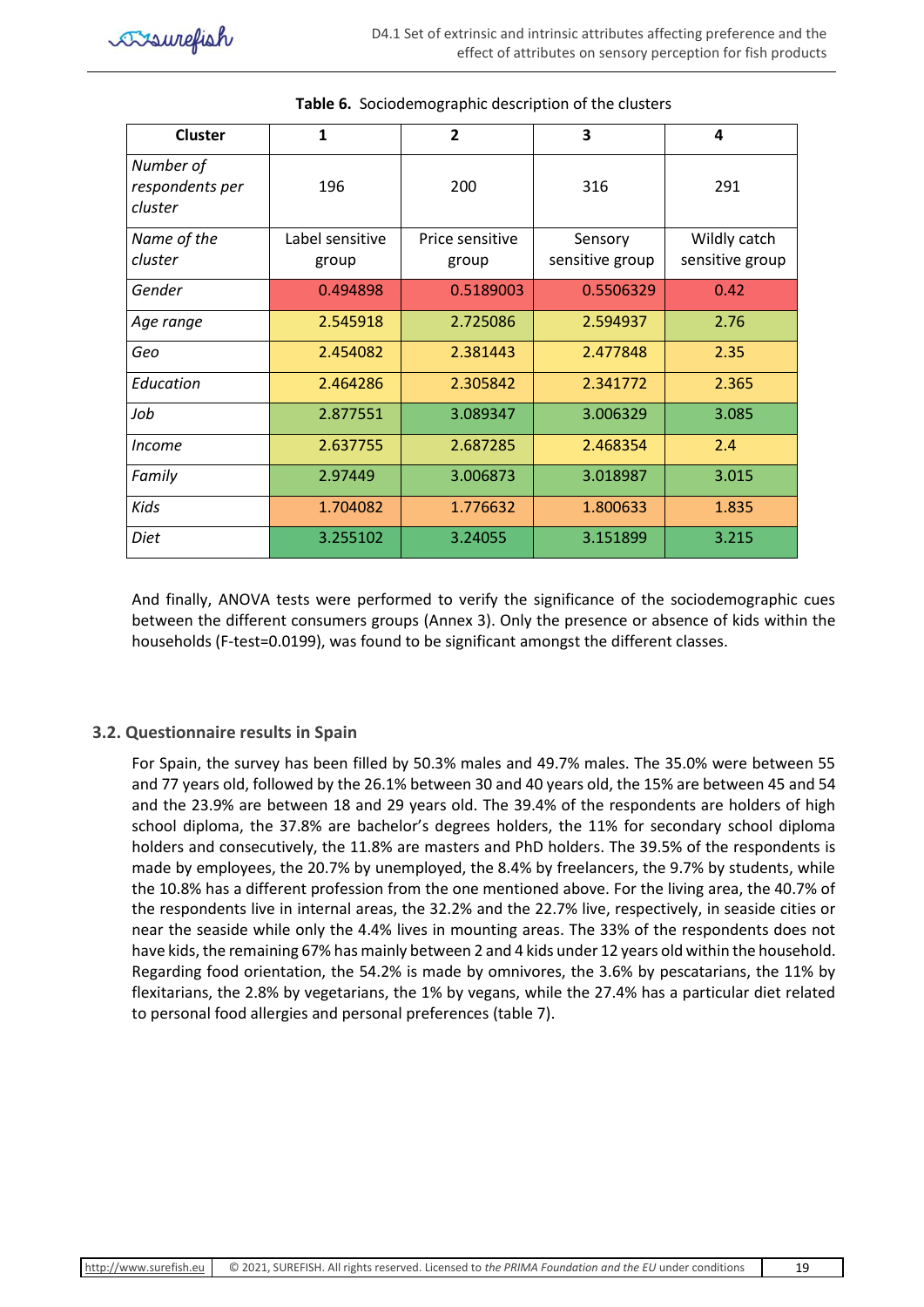**Table 6.** Sociodemographic description of the clusters

| Cluster | 1 | 2 | 3 | 4 |
|---|---|---|---|---|
| *Number of respondents per cluster* | 196 | 200 | 316 | 291 |
| *Name of the cluster* | Label sensitive group | Price sensitive group | Sensory sensitive group | Wildly catch sensitive group |
| *Gender* | 0.494898 | 0.5189003 | 0.5506329 | 0.42 |
| *Age range* | 2.545918 | 2.725086 | 2.594937 | 2.76 |
| *Geo* | 2.454082 | 2.381443 | 2.477848 | 2.35 |
| *Education* | 2.464286 | 2.305842 | 2.341772 | 2.365 |
| *Job* | 2.877551 | 3.089347 | 3.006329 | 3.085 |
| *Income* | 2.637755 | 2.687285 | 2.468354 | 2.4 |
| *Family* | 2.97449 | 3.006873 | 3.018987 | 3.015 |
| *Kids* | 1.704082 | 1.776632 | 1.800633 | 1.835 |
| *Diet* | 3.255102 | 3.24055 | 3.151899 | 3.215 |

And finally, ANOVA tests were performed to verify the significance of the sociodemographic cues between the different consumers groups (Annex 3). Only the presence or absence of kids within the households (F-test=0.0199), was found to be significant amongst the different classes.

### 3.2. Questionnaire results in Spain

For Spain, the survey has been filled by 50.3% males and 49.7% males. The 35.0% were between 55 and 77 years old, followed by the 26.1% between 30 and 40 years old, the 15% are between 45 and 54 and the 23.9% are between 18 and 29 years old. The 39.4% of the respondents are holders of high school diploma, the 37.8% are bachelor's degrees holders, the 11% for secondary school diploma holders and consecutively, the 11.8% are masters and PhD holders. The 39.5% of the respondents is made by employees, the 20.7% by unemployed, the 8.4% by freelancers, the 9.7% by students, while the 10.8% has a different profession from the one mentioned above. For the living area, the 40.7% of the respondents live in internal areas, the 32.2% and the 22.7% live, respectively, in seaside cities or near the seaside while only the 4.4% lives in mounting areas. The 33% of the respondents does not have kids, the remaining 67% has mainly between 2 and 4 kids under 12 years old within the household. Regarding food orientation, the 54.2% is made by omnivores, the 3.6% by pescatarians, the 11% by flexitarians, the 2.8% by vegetarians, the 1% by vegans, while the 27.4% has a particular diet related to personal food allergies and personal preferences (table 7).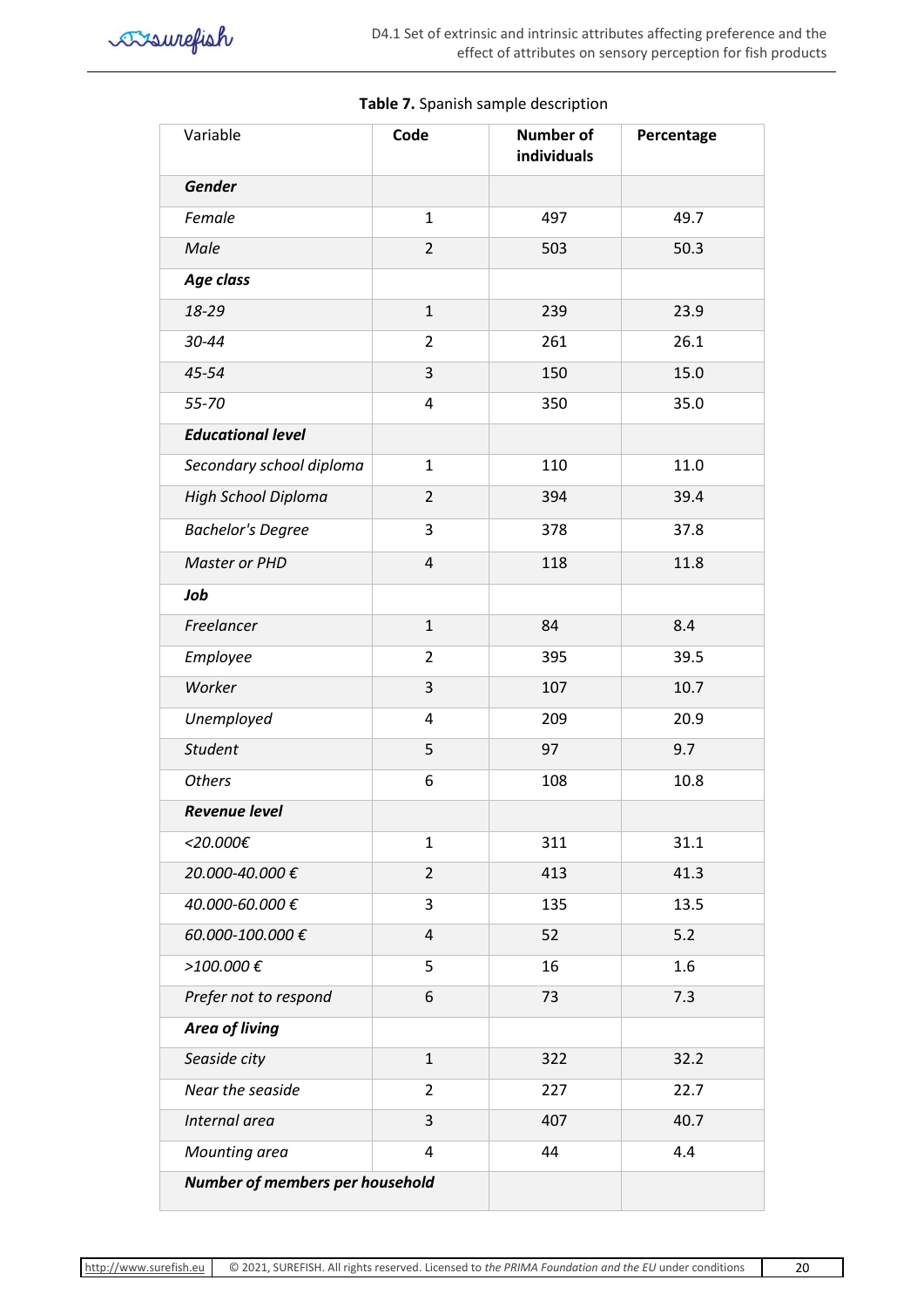**Table 7.** Spanish sample description

| Variable | Code | Number of individuals | Percentage |
|---|---|---|---|
| ***Gender*** | | | |
| *Female* | 1 | 497 | 49.7 |
| *Male* | 2 | 503 | 50.3 |
| ***Age class*** | | | |
| *18-29* | 1 | 239 | 23.9 |
| *30-44* | 2 | 261 | 26.1 |
| *45-54* | 3 | 150 | 15.0 |
| *55-70* | 4 | 350 | 35.0 |
| ***Educational level*** | | | |
| *Secondary school diploma* | 1 | 110 | 11.0 |
| *High School Diploma* | 2 | 394 | 39.4 |
| *Bachelor's Degree* | 3 | 378 | 37.8 |
| *Master or PHD* | 4 | 118 | 11.8 |
| ***Job*** | | | |
| *Freelancer* | 1 | 84 | 8.4 |
| *Employee* | 2 | 395 | 39.5 |
| *Worker* | 3 | 107 | 10.7 |
| *Unemployed* | 4 | 209 | 20.9 |
| *Student* | 5 | 97 | 9.7 |
| *Others* | 6 | 108 | 10.8 |
| ***Revenue level*** | | | |
| *<20.000€* | 1 | 311 | 31.1 |
| *20.000-40.000 €* | 2 | 413 | 41.3 |
| *40.000-60.000 €* | 3 | 135 | 13.5 |
| *60.000-100.000 €* | 4 | 52 | 5.2 |
| *>100.000 €* | 5 | 16 | 1.6 |
| *Prefer not to respond* | 6 | 73 | 7.3 |
| ***Area of living*** | | | |
| *Seaside city* | 1 | 322 | 32.2 |
| *Near the seaside* | 2 | 227 | 22.7 |
| *Internal area* | 3 | 407 | 40.7 |
| *Mounting area* | 4 | 44 | 4.4 |
| ***Number of members per household*** | | | |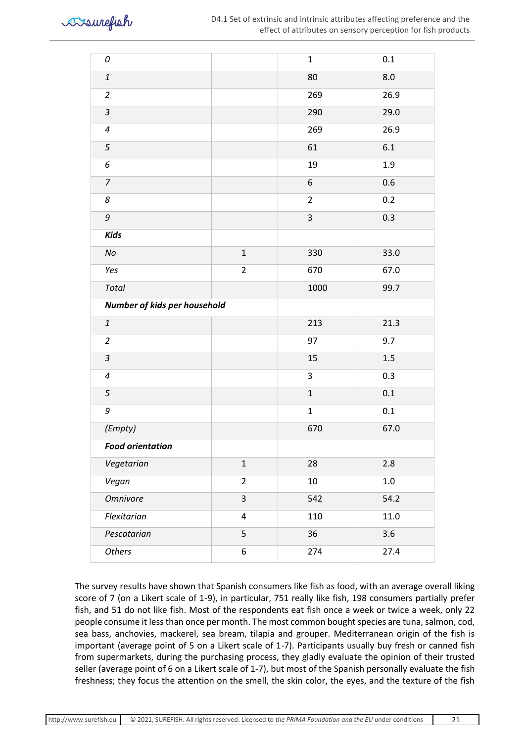| | | | |
|---|---|---|---|
| *0* | | 1 | 0.1 |
| *1* | | 80 | 8.0 |
| *2* | | 269 | 26.9 |
| *3* | | 290 | 29.0 |
| *4* | | 269 | 26.9 |
| *5* | | 61 | 6.1 |
| *6* | | 19 | 1.9 |
| *7* | | 6 | 0.6 |
| *8* | | 2 | 0.2 |
| *9* | | 3 | 0.3 |
| ***Kids*** | | | |
| *No* | 1 | 330 | 33.0 |
| *Yes* | 2 | 670 | 67.0 |
| *Total* | | 1000 | 99.7 |
| ***Number of kids per household*** | | | |
| *1* | | 213 | 21.3 |
| *2* | | 97 | 9.7 |
| *3* | | 15 | 1.5 |
| *4* | | 3 | 0.3 |
| *5* | | 1 | 0.1 |
| *9* | | 1 | 0.1 |
| *(Empty)* | | 670 | 67.0 |
| ***Food orientation*** | | | |
| *Vegetarian* | 1 | 28 | 2.8 |
| *Vegan* | 2 | 10 | 1.0 |
| *Omnivore* | 3 | 542 | 54.2 |
| *Flexitarian* | 4 | 110 | 11.0 |
| *Pescatarian* | 5 | 36 | 3.6 |
| *Others* | 6 | 274 | 27.4 |

The survey results have shown that Spanish consumers like fish as food, with an average overall liking score of 7 (on a Likert scale of 1-9), in particular, 751 really like fish, 198 consumers partially prefer fish, and 51 do not like fish. Most of the respondents eat fish once a week or twice a week, only 22 people consume it less than once per month. The most common bought species are tuna, salmon, cod, sea bass, anchovies, mackerel, sea bream, tilapia and grouper. Mediterranean origin of the fish is important (average point of 5 on a Likert scale of 1-7). Participants usually buy fresh or canned fish from supermarkets, during the purchasing process, they gladly evaluate the opinion of their trusted seller (average point of 6 on a Likert scale of 1-7), but most of the Spanish personally evaluate the fish freshness; they focus the attention on the smell, the skin color, the eyes, and the texture of the fish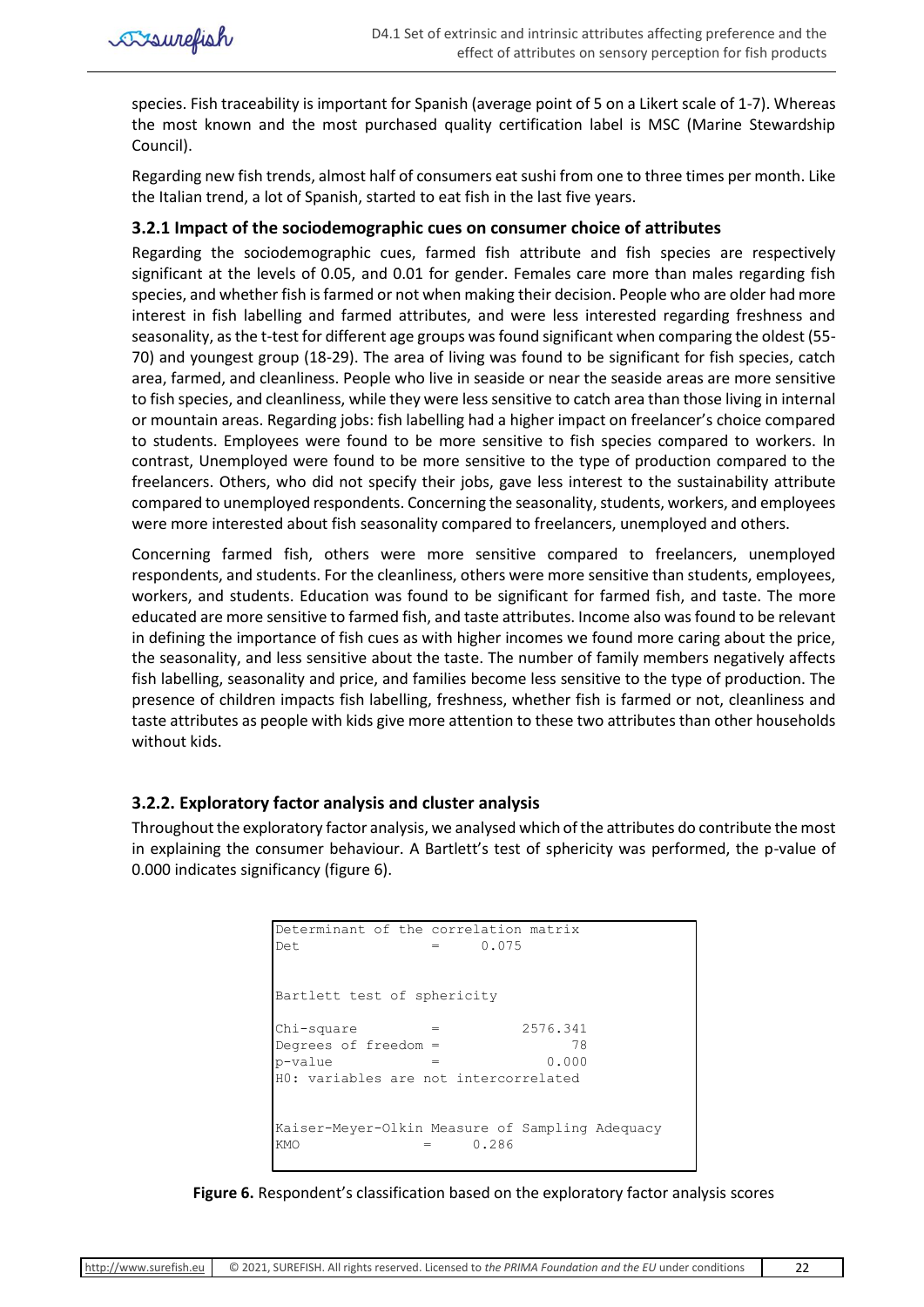species. Fish traceability is important for Spanish (average point of 5 on a Likert scale of 1-7). Whereas the most known and the most purchased quality certification label is MSC (Marine Stewardship Council).

Regarding new fish trends, almost half of consumers eat sushi from one to three times per month. Like the Italian trend, a lot of Spanish, started to eat fish in the last five years.

### 3.2.1 Impact of the sociodemographic cues on consumer choice of attributes

Regarding the sociodemographic cues, farmed fish attribute and fish species are respectively significant at the levels of 0.05, and 0.01 for gender. Females care more than males regarding fish species, and whether fish is farmed or not when making their decision. People who are older had more interest in fish labelling and farmed attributes, and were less interested regarding freshness and seasonality, as the t-test for different age groups was found significant when comparing the oldest (55-70) and youngest group (18-29). The area of living was found to be significant for fish species, catch area, farmed, and cleanliness. People who live in seaside or near the seaside areas are more sensitive to fish species, and cleanliness, while they were less sensitive to catch area than those living in internal or mountain areas. Regarding jobs: fish labelling had a higher impact on freelancer's choice compared to students. Employees were found to be more sensitive to fish species compared to workers. In contrast, Unemployed were found to be more sensitive to the type of production compared to the freelancers. Others, who did not specify their jobs, gave less interest to the sustainability attribute compared to unemployed respondents. Concerning the seasonality, students, workers, and employees were more interested about fish seasonality compared to freelancers, unemployed and others.

Concerning farmed fish, others were more sensitive compared to freelancers, unemployed respondents, and students. For the cleanliness, others were more sensitive than students, employees, workers, and students. Education was found to be significant for farmed fish, and taste. The more educated are more sensitive to farmed fish, and taste attributes. Income also was found to be relevant in defining the importance of fish cues as with higher incomes we found more caring about the price, the seasonality, and less sensitive about the taste. The number of family members negatively affects fish labelling, seasonality and price, and families become less sensitive to the type of production. The presence of children impacts fish labelling, freshness, whether fish is farmed or not, cleanliness and taste attributes as people with kids give more attention to these two attributes than other households without kids.

### 3.2.2. Exploratory factor analysis and cluster analysis

Throughout the exploratory factor analysis, we analysed which of the attributes do contribute the most in explaining the consumer behaviour. A Bartlett's test of sphericity was performed, the p-value of 0.000 indicates significancy (figure 6).

```
Determinant of the correlation matrix
Det                =      0.075


Bartlett test of sphericity

Chi-square         =          2576.341
Degrees of freedom =                78
p-value            =             0.000
H0: variables are not intercorrelated


Kaiser-Meyer-Olkin Measure of Sampling Adequacy
KMO               =      0.286
```

**Figure 6.** Respondent's classification based on the exploratory factor analysis scores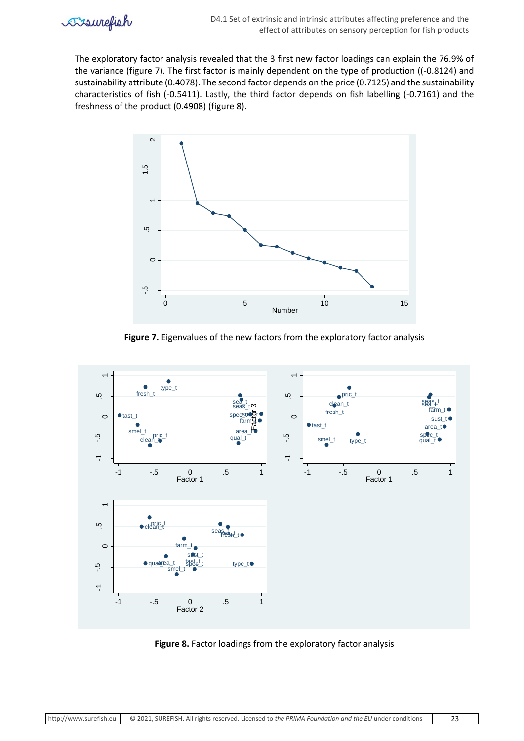The exploratory factor analysis revealed that the 3 first new factor loadings can explain the 76.9% of the variance (figure 7). The first factor is mainly dependent on the type of production ((-0.8124) and sustainability attribute (0.4078). The second factor depends on the price (0.7125) and the sustainability characteristics of fish (-0.5411). Lastly, the third factor depends on fish labelling (-0.7161) and the freshness of the product (0.4908) (figure 8).

**Figure 7.** Eigenvalues of the new factors from the exploratory factor analysis

**Figure 8.** Factor loadings from the exploratory factor analysis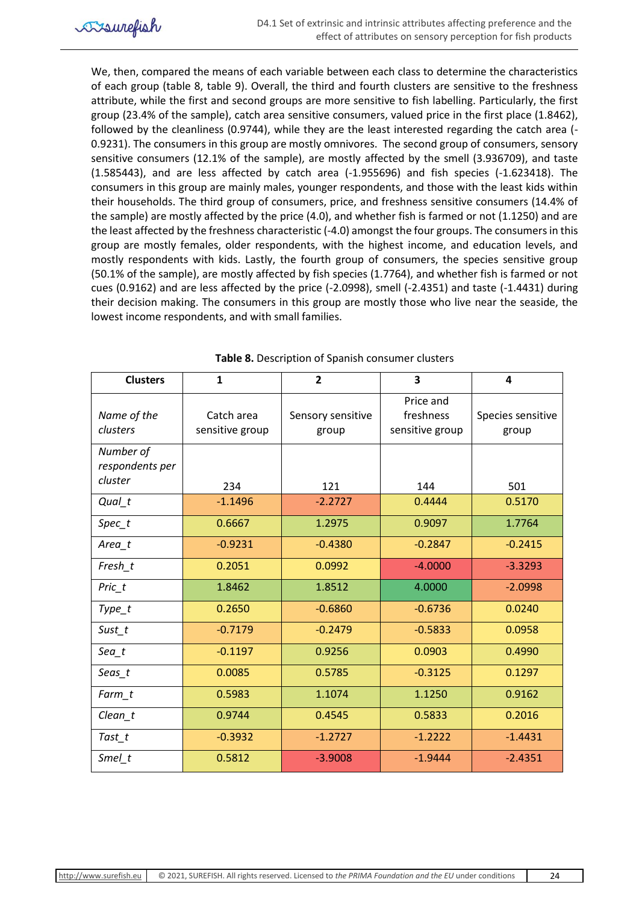We, then, compared the means of each variable between each class to determine the characteristics of each group (table 8, table 9). Overall, the third and fourth clusters are sensitive to the freshness attribute, while the first and second groups are more sensitive to fish labelling. Particularly, the first group (23.4% of the sample), catch area sensitive consumers, valued price in the first place (1.8462), followed by the cleanliness (0.9744), while they are the least interested regarding the catch area (-0.9231). The consumers in this group are mostly omnivores. The second group of consumers, sensory sensitive consumers (12.1% of the sample), are mostly affected by the smell (3.936709), and taste (1.585443), and are less affected by catch area (-1.955696) and fish species (-1.623418). The consumers in this group are mainly males, younger respondents, and those with the least kids within their households. The third group of consumers, price, and freshness sensitive consumers (14.4% of the sample) are mostly affected by the price (4.0), and whether fish is farmed or not (1.1250) and are the least affected by the freshness characteristic (-4.0) amongst the four groups. The consumers in this group are mostly females, older respondents, with the highest income, and education levels, and mostly respondents with kids. Lastly, the fourth group of consumers, the species sensitive group (50.1% of the sample), are mostly affected by fish species (1.7764), and whether fish is farmed or not cues (0.9162) and are less affected by the price (-2.0998), smell (-2.4351) and taste (-1.4431) during their decision making. The consumers in this group are mostly those who live near the seaside, the lowest income respondents, and with small families.

**Table 8.** Description of Spanish consumer clusters

| **Clusters** | **1** | **2** | **3** | **4** |
|---|---|---|---|---|
| *Name of the clusters* | Catch area sensitive group | Sensory sensitive group | Price and freshness sensitive group | Species sensitive group |
| *Number of respondents per cluster* | 234 | 121 | 144 | 501 |
| *Qual_t* | -1.1496 | -2.2727 | 0.4444 | 0.5170 |
| *Spec_t* | 0.6667 | 1.2975 | 0.9097 | 1.7764 |
| *Area_t* | -0.9231 | -0.4380 | -0.2847 | -0.2415 |
| *Fresh_t* | 0.2051 | 0.0992 | -4.0000 | -3.3293 |
| *Pric_t* | 1.8462 | 1.8512 | 4.0000 | -2.0998 |
| *Type_t* | 0.2650 | -0.6860 | -0.6736 | 0.0240 |
| *Sust_t* | -0.7179 | -0.2479 | -0.5833 | 0.0958 |
| *Sea_t* | -0.1197 | 0.9256 | 0.0903 | 0.4990 |
| *Seas_t* | 0.0085 | 0.5785 | -0.3125 | 0.1297 |
| *Farm_t* | 0.5983 | 1.1074 | 1.1250 | 0.9162 |
| *Clean_t* | 0.9744 | 0.4545 | 0.5833 | 0.2016 |
| *Tast_t* | -0.3932 | -1.2727 | -1.2222 | -1.4431 |
| *Smel_t* | 0.5812 | -3.9008 | -1.9444 | -2.4351 |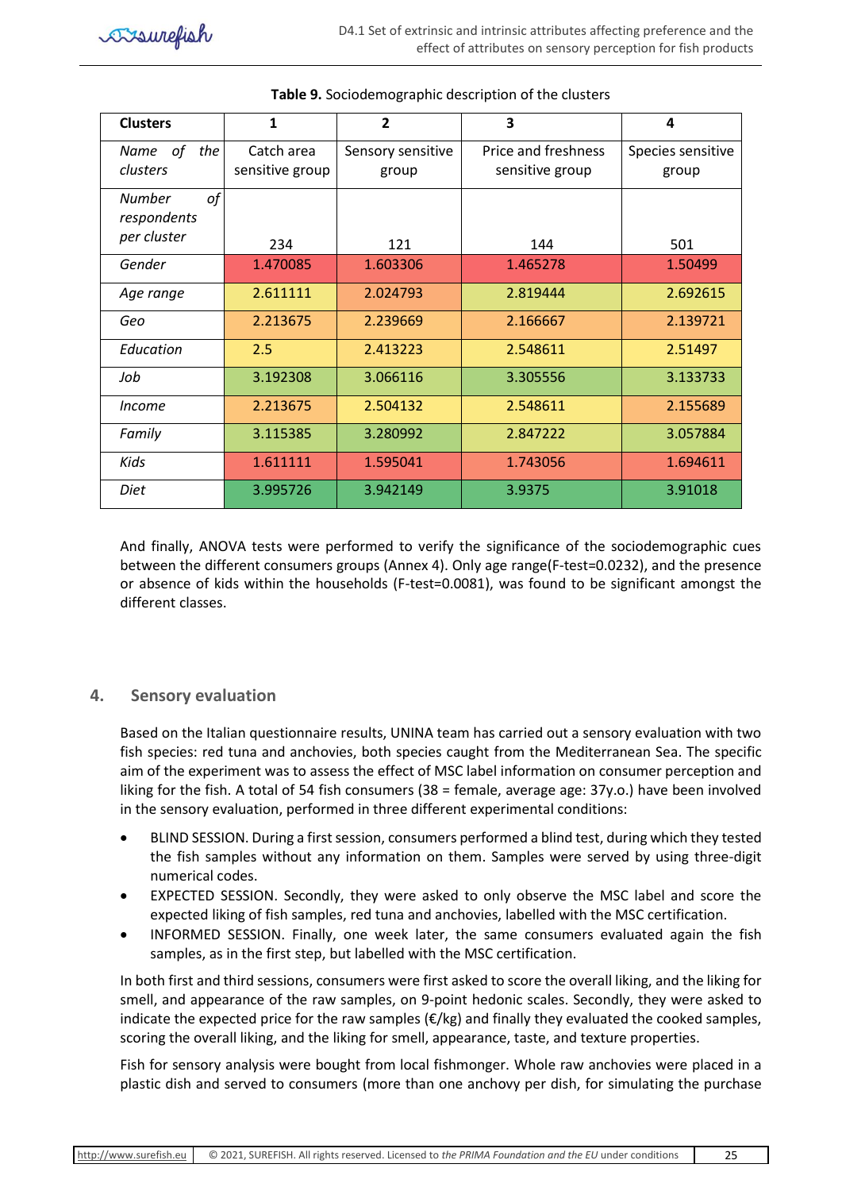**Table 9.** Sociodemographic description of the clusters

| *Clusters* | 1 | 2 | 3 | 4 |
|---|---|---|---|---|
| *Name of the clusters* | Catch area sensitive group | Sensory sensitive group | Price and freshness sensitive group | Species sensitive group |
| *Number of respondents per cluster* | 234 | 121 | 144 | 501 |
| *Gender* | 1.470085 | 1.603306 | 1.465278 | 1.50499 |
| *Age range* | 2.611111 | 2.024793 | 2.819444 | 2.692615 |
| *Geo* | 2.213675 | 2.239669 | 2.166667 | 2.139721 |
| *Education* | 2.5 | 2.413223 | 2.548611 | 2.51497 |
| *Job* | 3.192308 | 3.066116 | 3.305556 | 3.133733 |
| *Income* | 2.213675 | 2.504132 | 2.548611 | 2.155689 |
| *Family* | 3.115385 | 3.280992 | 2.847222 | 3.057884 |
| *Kids* | 1.611111 | 1.595041 | 1.743056 | 1.694611 |
| *Diet* | 3.995726 | 3.942149 | 3.9375 | 3.91018 |

And finally, ANOVA tests were performed to verify the significance of the sociodemographic cues between the different consumers groups (Annex 4). Only age range(F-test=0.0232), and the presence or absence of kids within the households (F-test=0.0081), was found to be significant amongst the different classes.

## 4. Sensory evaluation

Based on the Italian questionnaire results, UNINA team has carried out a sensory evaluation with two fish species: red tuna and anchovies, both species caught from the Mediterranean Sea. The specific aim of the experiment was to assess the effect of MSC label information on consumer perception and liking for the fish. A total of 54 fish consumers (38 = female, average age: 37y.o.) have been involved in the sensory evaluation, performed in three different experimental conditions:

- BLIND SESSION. During a first session, consumers performed a blind test, during which they tested the fish samples without any information on them. Samples were served by using three-digit numerical codes.
- EXPECTED SESSION. Secondly, they were asked to only observe the MSC label and score the expected liking of fish samples, red tuna and anchovies, labelled with the MSC certification.
- INFORMED SESSION. Finally, one week later, the same consumers evaluated again the fish samples, as in the first step, but labelled with the MSC certification.

In both first and third sessions, consumers were first asked to score the overall liking, and the liking for smell, and appearance of the raw samples, on 9-point hedonic scales. Secondly, they were asked to indicate the expected price for the raw samples (€/kg) and finally they evaluated the cooked samples, scoring the overall liking, and the liking for smell, appearance, taste, and texture properties.

Fish for sensory analysis were bought from local fishmonger. Whole raw anchovies were placed in a plastic dish and served to consumers (more than one anchovy per dish, for simulating the purchase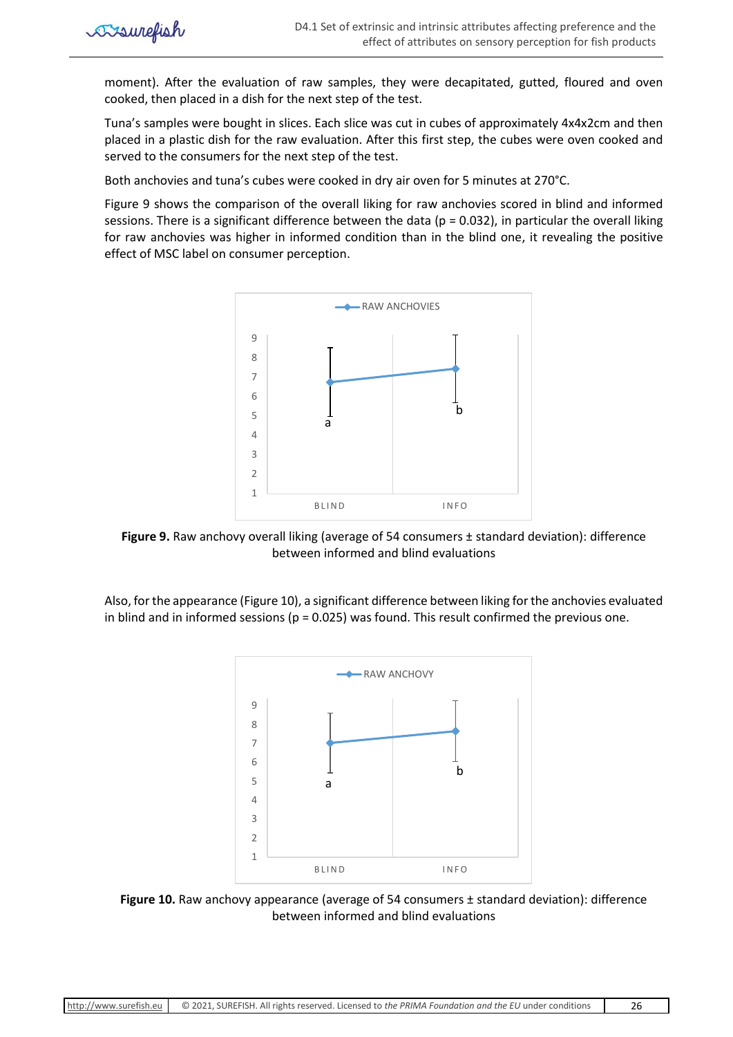moment). After the evaluation of raw samples, they were decapitated, gutted, floured and oven cooked, then placed in a dish for the next step of the test.

Tuna's samples were bought in slices. Each slice was cut in cubes of approximately 4x4x2cm and then placed in a plastic dish for the raw evaluation. After this first step, the cubes were oven cooked and served to the consumers for the next step of the test.

Both anchovies and tuna's cubes were cooked in dry air oven for 5 minutes at 270°C.

Figure 9 shows the comparison of the overall liking for raw anchovies scored in blind and informed sessions. There is a significant difference between the data ($p = 0.032$), in particular the overall liking for raw anchovies was higher in informed condition than in the blind one, it revealing the positive effect of MSC label on consumer perception.

**Figure 9.** Raw anchovy overall liking (average of 54 consumers ± standard deviation): difference between informed and blind evaluations

Also, for the appearance (Figure 10), a significant difference between liking for the anchovies evaluated in blind and in informed sessions ($p = 0.025$) was found. This result confirmed the previous one.

**Figure 10.** Raw anchovy appearance (average of 54 consumers ± standard deviation): difference between informed and blind evaluations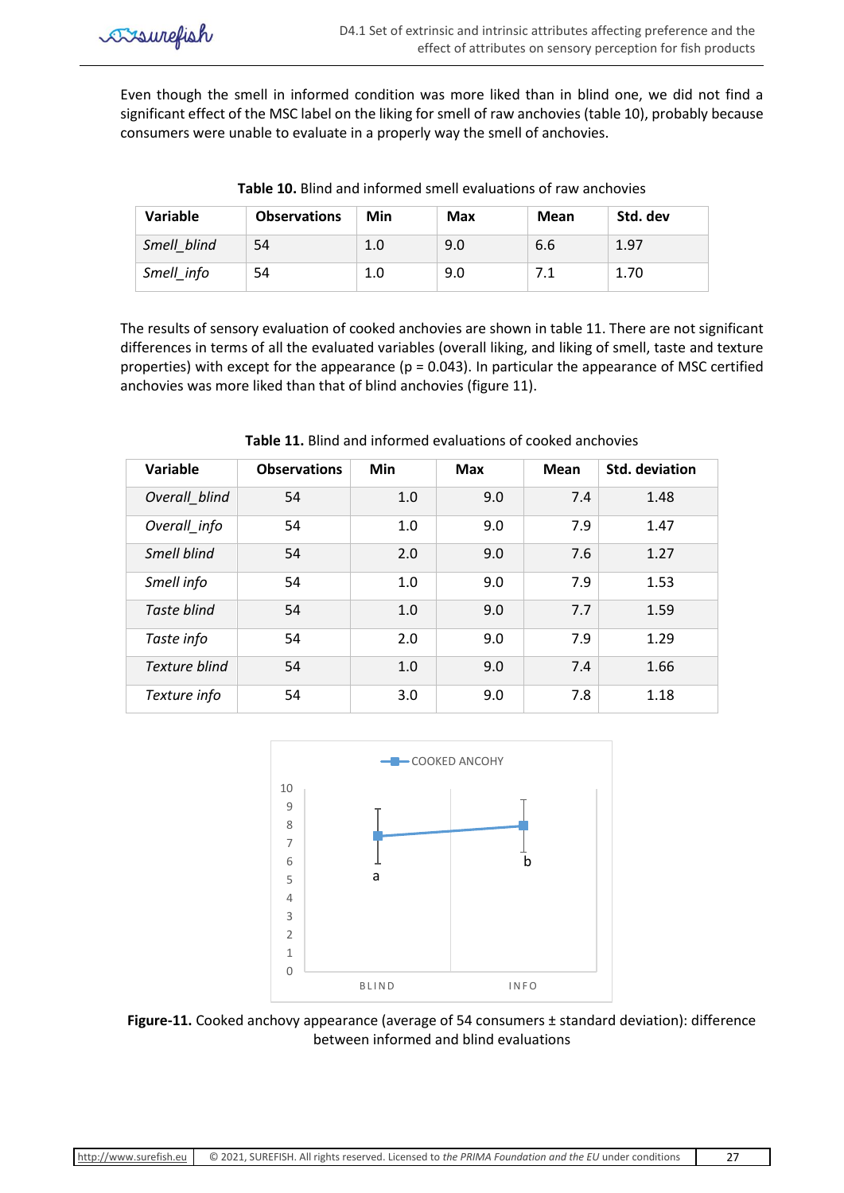Even though the smell in informed condition was more liked than in blind one, we did not find a significant effect of the MSC label on the liking for smell of raw anchovies (table 10), probably because consumers were unable to evaluate in a properly way the smell of anchovies.

**Table 10.** Blind and informed smell evaluations of raw anchovies

| Variable | Observations | Min | Max | Mean | Std. dev |
|---|---|---|---|---|---|
| *Smell_blind* | 54 | 1.0 | 9.0 | 6.6 | 1.97 |
| *Smell_info* | 54 | 1.0 | 9.0 | 7.1 | 1.70 |

The results of sensory evaluation of cooked anchovies are shown in table 11. There are not significant differences in terms of all the evaluated variables (overall liking, and liking of smell, taste and texture properties) with except for the appearance ($p = 0.043$). In particular the appearance of MSC certified anchovies was more liked than that of blind anchovies (figure 11).

**Table 11.** Blind and informed evaluations of cooked anchovies

| Variable | Observations | Min | Max | Mean | Std. deviation |
|---|---|---|---|---|---|
| *Overall_blind* | 54 | 1.0 | 9.0 | 7.4 | 1.48 |
| *Overall_info* | 54 | 1.0 | 9.0 | 7.9 | 1.47 |
| *Smell blind* | 54 | 2.0 | 9.0 | 7.6 | 1.27 |
| *Smell info* | 54 | 1.0 | 9.0 | 7.9 | 1.53 |
| *Taste blind* | 54 | 1.0 | 9.0 | 7.7 | 1.59 |
| *Taste info* | 54 | 2.0 | 9.0 | 7.9 | 1.29 |
| *Texture blind* | 54 | 1.0 | 9.0 | 7.4 | 1.66 |
| *Texture info* | 54 | 3.0 | 9.0 | 7.8 | 1.18 |

**Figure-11.** Cooked anchovy appearance (average of 54 consumers ± standard deviation): difference between informed and blind evaluations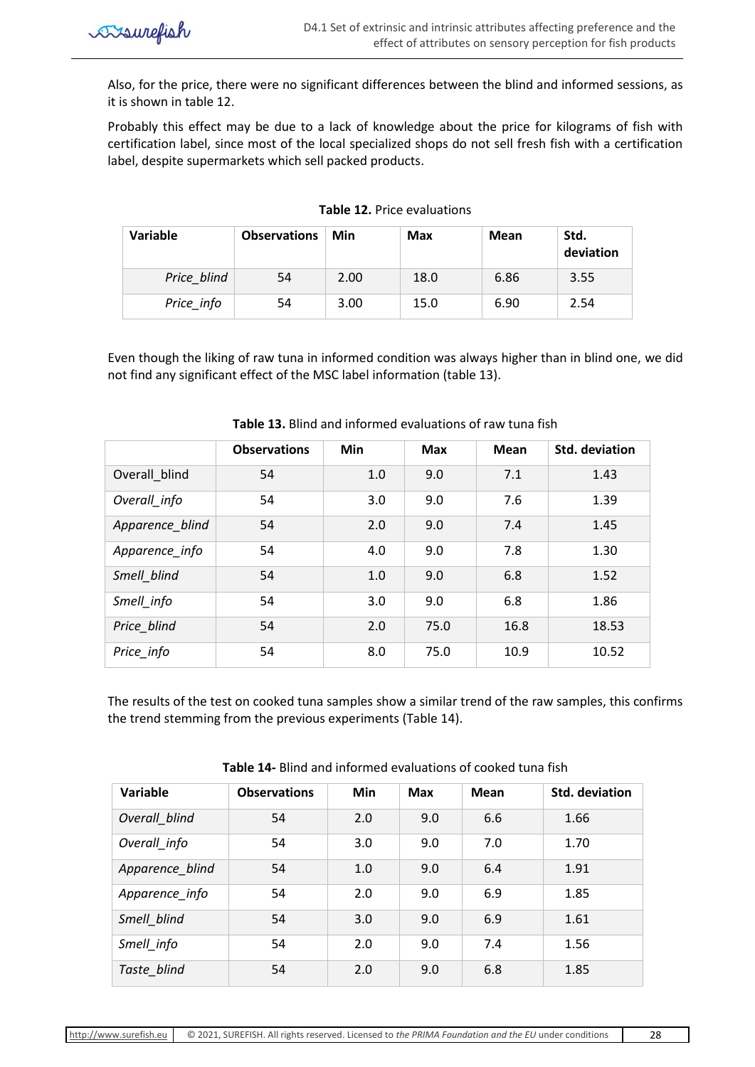Also, for the price, there were no significant differences between the blind and informed sessions, as it is shown in table 12.

Probably this effect may be due to a lack of knowledge about the price for kilograms of fish with certification label, since most of the local specialized shops do not sell fresh fish with a certification label, despite supermarkets which sell packed products.

**Table 12.** Price evaluations

| Variable | Observations | Min | Max | Mean | Std. deviation |
|---|---|---|---|---|---|
| *Price_blind* | 54 | 2.00 | 18.0 | 6.86 | 3.55 |
| *Price_info* | 54 | 3.00 | 15.0 | 6.90 | 2.54 |

Even though the liking of raw tuna in informed condition was always higher than in blind one, we did not find any significant effect of the MSC label information (table 13).

**Table 13.** Blind and informed evaluations of raw tuna fish

| | Observations | Min | Max | Mean | Std. deviation |
|---|---|---|---|---|---|
| Overall_blind | 54 | 1.0 | 9.0 | 7.1 | 1.43 |
| *Overall_info* | 54 | 3.0 | 9.0 | 7.6 | 1.39 |
| *Apparence_blind* | 54 | 2.0 | 9.0 | 7.4 | 1.45 |
| *Apparence_info* | 54 | 4.0 | 9.0 | 7.8 | 1.30 |
| *Smell_blind* | 54 | 1.0 | 9.0 | 6.8 | 1.52 |
| *Smell_info* | 54 | 3.0 | 9.0 | 6.8 | 1.86 |
| *Price_blind* | 54 | 2.0 | 75.0 | 16.8 | 18.53 |
| *Price_info* | 54 | 8.0 | 75.0 | 10.9 | 10.52 |

The results of the test on cooked tuna samples show a similar trend of the raw samples, this confirms the trend stemming from the previous experiments (Table 14).

**Table 14-** Blind and informed evaluations of cooked tuna fish

| Variable | Observations | Min | Max | Mean | Std. deviation |
|---|---|---|---|---|---|
| *Overall_blind* | 54 | 2.0 | 9.0 | 6.6 | 1.66 |
| *Overall_info* | 54 | 3.0 | 9.0 | 7.0 | 1.70 |
| *Apparence_blind* | 54 | 1.0 | 9.0 | 6.4 | 1.91 |
| *Apparence_info* | 54 | 2.0 | 9.0 | 6.9 | 1.85 |
| *Smell_blind* | 54 | 3.0 | 9.0 | 6.9 | 1.61 |
| *Smell_info* | 54 | 2.0 | 9.0 | 7.4 | 1.56 |
| *Taste_blind* | 54 | 2.0 | 9.0 | 6.8 | 1.85 |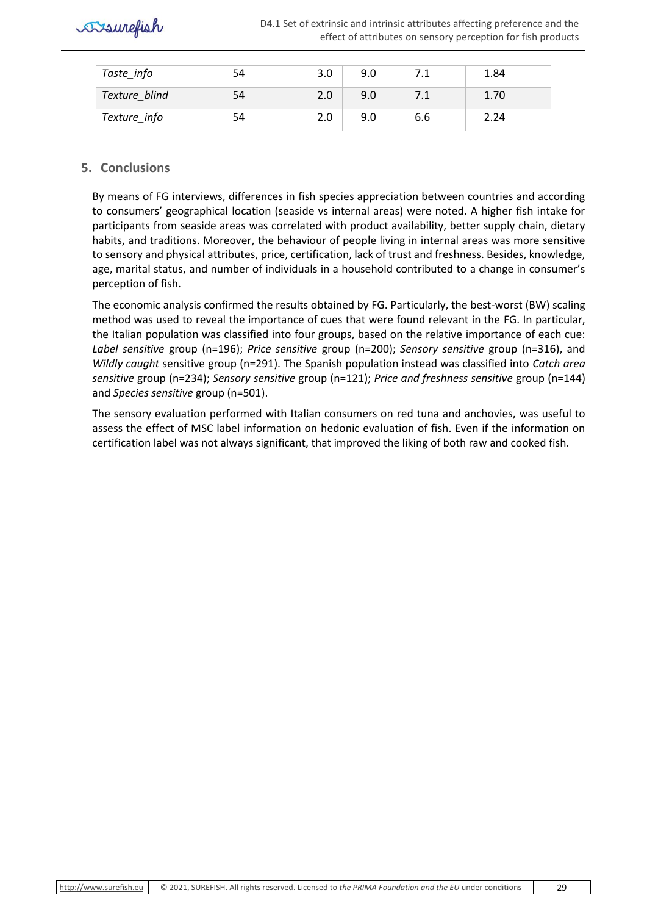| Taste_info | 54 | 3.0 | 9.0 | 7.1 | 1.84 |
|---|---|---|---|---|---|
| Texture_blind | 54 | 2.0 | 9.0 | 7.1 | 1.70 |
| Texture_info | 54 | 2.0 | 9.0 | 6.6 | 2.24 |

## 5. Conclusions

By means of FG interviews, differences in fish species appreciation between countries and according to consumers' geographical location (seaside vs internal areas) were noted. A higher fish intake for participants from seaside areas was correlated with product availability, better supply chain, dietary habits, and traditions. Moreover, the behaviour of people living in internal areas was more sensitive to sensory and physical attributes, price, certification, lack of trust and freshness. Besides, knowledge, age, marital status, and number of individuals in a household contributed to a change in consumer's perception of fish.

The economic analysis confirmed the results obtained by FG. Particularly, the best-worst (BW) scaling method was used to reveal the importance of cues that were found relevant in the FG. In particular, the Italian population was classified into four groups, based on the relative importance of each cue: *Label sensitive* group (n=196); *Price sensitive* group (n=200); *Sensory sensitive* group (n=316), and *Wildly caught* sensitive group (n=291). The Spanish population instead was classified into *Catch area sensitive* group (n=234); *Sensory sensitive* group (n=121); *Price and freshness sensitive* group (n=144) and *Species sensitive* group (n=501).

The sensory evaluation performed with Italian consumers on red tuna and anchovies, was useful to assess the effect of MSC label information on hedonic evaluation of fish. Even if the information on certification label was not always significant, that improved the liking of both raw and cooked fish.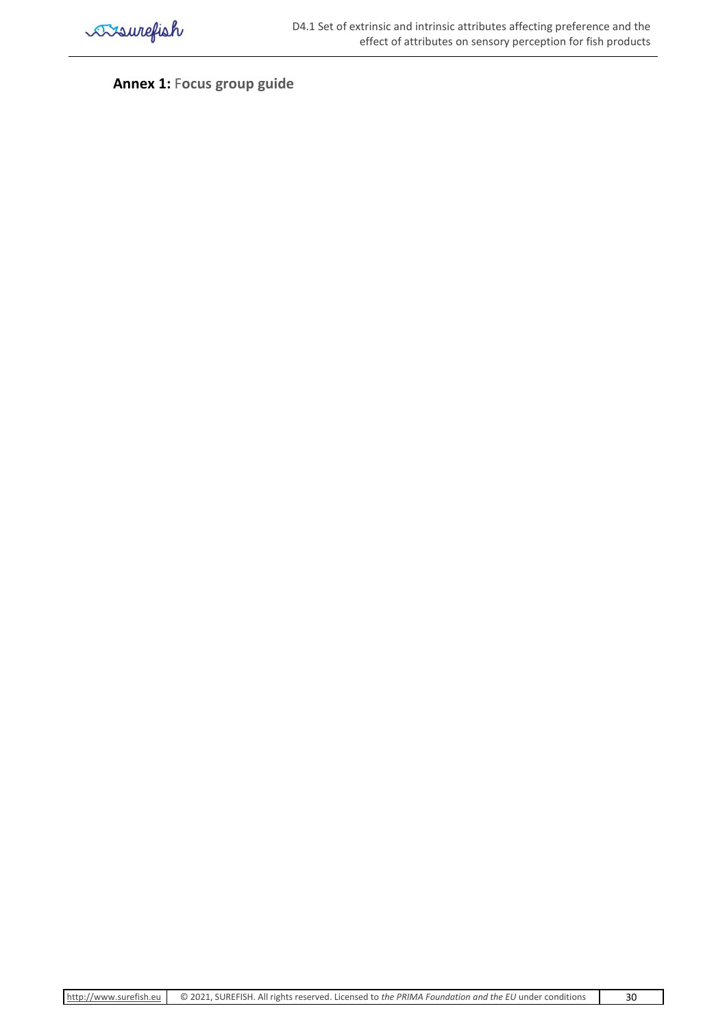## **Annex 1:** Focus group guide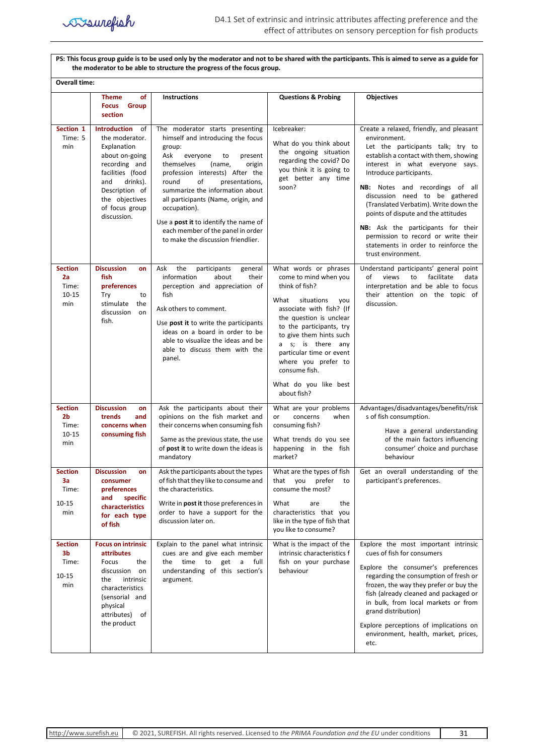**PS: This focus group guide is to be used only by the moderator and not to be shared with the participants. This is aimed to serve as a guide for the moderator to be able to structure the progress of the focus group.**

**Overall time:**

| | **Theme of Focus Group section** | **Instructions** | **Questions & Probing** | **Objectives** |
|---|---|---|---|---|
| **Section 1** Time: 5 min | **Introduction** of the moderator. Explanation about on-going recording and facilities (food and drinks). Description of the objectives of focus group discussion. | The moderator starts presenting himself and introducing the focus group: Ask everyone to present themselves (name, origin profession interests) After the round of presentations, summarize the information about all participants (Name, origin, and occupation).<br><br>Use a **post it** to identify the name of each member of the panel in order to make the discussion friendlier. | Icebreaker:<br><br>What do you think about the ongoing situation regarding the covid? Do you think it is going to get better any time soon? | Create a relaxed, friendly, and pleasant environment.<br>Let the participants talk; try to establish a contact with them, showing interest in what everyone says. Introduce participants.<br><br>**NB:** Notes and recordings of all discussion need to be gathered (Translated Verbatim). Write down the points of dispute and the attitudes<br><br>**NB:** Ask the participants for their permission to record or write their statements in order to reinforce the trust environment. |
| **Section 2a** Time: 10-15 min | **Discussion on fish preferences** Try to stimulate the discussion on fish. | Ask the participants general information about their perception and appreciation of fish<br><br>Ask others to comment.<br><br>Use **post it** to write the participants ideas on a board in order to be able to visualize the ideas and be able to discuss them with the panel. | What words or phrases come to mind when you think of fish?<br><br>What situations you associate with fish? (If the question is unclear to the participants, try to give them hints such a s; is there any particular time or event where you prefer to consume fish.<br><br>What do you like best about fish? | Understand participants' general point of views to facilitate data interpretation and be able to focus their attention on the topic of discussion. |
| **Section 2b** Time: 10-15 min | **Discussion on trends and concerns when consuming fish** | Ask the participants about their opinions on the fish market and their concerns when consuming fish<br><br>Same as the previous state, the use of **post it** to write down the ideas is mandatory | What are your problems or concerns when consuming fish?<br><br>What trends do you see happening in the fish market? | Advantages/disadvantages/benefits/risks of fish consumption.<br><br>Have a general understanding of the main factors influencing consumer' choice and purchase behaviour |
| **Section 3a** Time: 10-15 min | **Discussion on consumer preferences and specific characteristics for each type of fish** | Ask the participants about the types of fish that they like to consume and the characteristics.<br><br>Write in **post it** those preferences in order to have a support for the discussion later on. | What are the types of fish that you prefer to consume the most?<br><br>What are the characteristics that you like in the type of fish that you like to consume? | Get an overall understanding of the participant's preferences. |
| **Section 3b** Time: 10-15 min | **Focus on intrinsic attributes** Focus the discussion on the intrinsic characteristics (sensorial and physical attributes) of the product | Explain to the panel what intrinsic cues are and give each member the time to get a full understanding of this section's argument. | What is the impact of the intrinsic characteristics f fish on your purchase behaviour | Explore the most important intrinsic cues of fish for consumers<br><br>Explore the consumer's preferences regarding the consumption of fresh or frozen, the way they prefer or buy the fish (already cleaned and packaged or in bulk, from local markets or from grand distribution)<br><br>Explore perceptions of implications on environment, health, market, prices, etc. |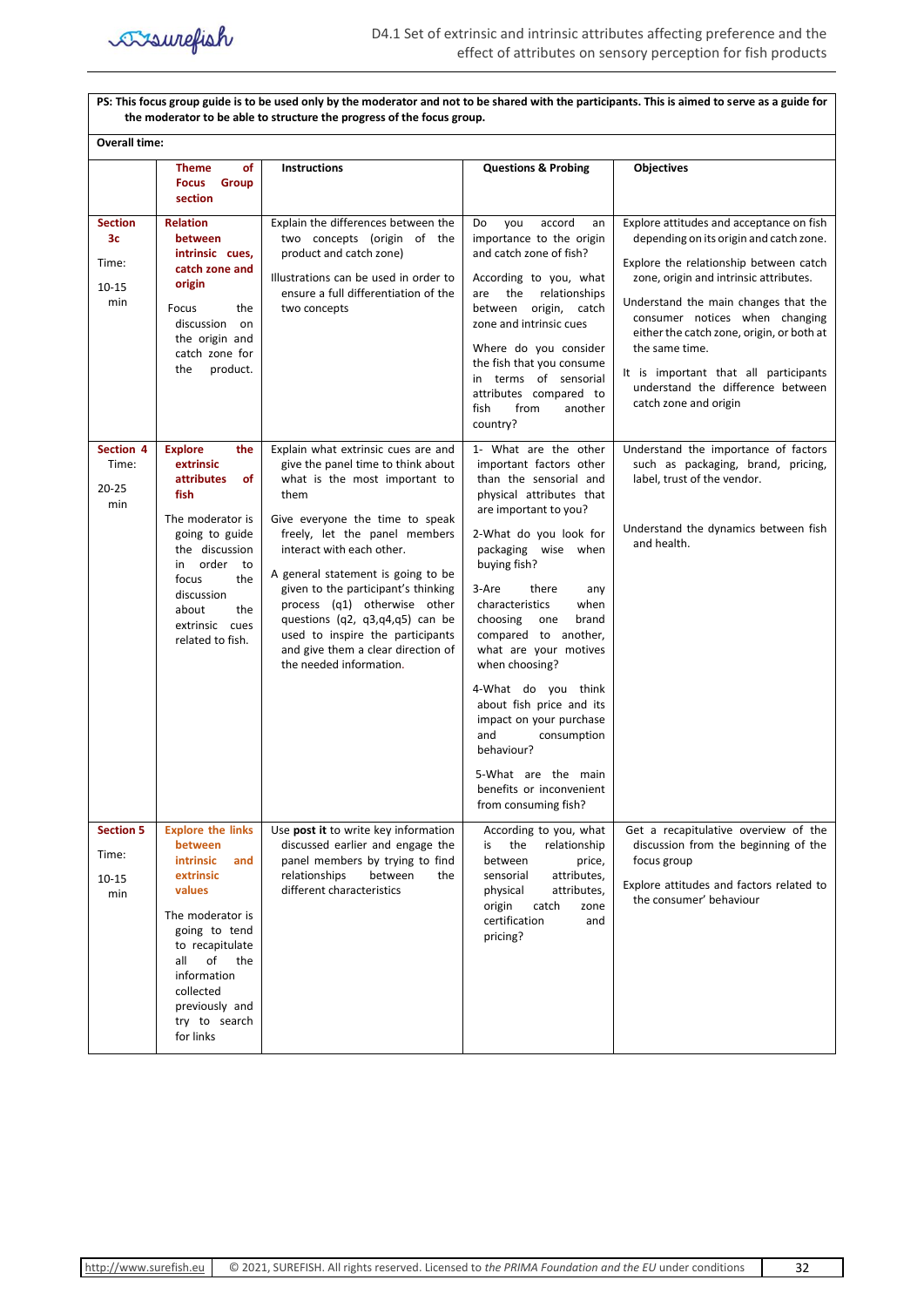| **PS: This focus group guide is to be used only by the moderator and not to be shared with the participants. This is aimed to serve as a guide for the moderator to be able to structure the progress of the focus group.** | | | | |
|---|---|---|---|---|
| **Overall time:** | | | | |
| | **Theme of Focus Group section** | **Instructions** | **Questions & Probing** | **Objectives** |
| **Section 3c**<br>Time:<br>10-15 min | **Relation between intrinsic cues, catch zone and origin**<br>Focus the discussion on the origin and catch zone for the product. | Explain the differences between the two concepts (origin of the product and catch zone)<br>Illustrations can be used in order to ensure a full differentiation of the two concepts | Do you accord an importance to the origin and catch zone of fish?<br>According to you, what are the relationships between origin, catch zone and intrinsic cues<br>Where do you consider the fish that you consume in terms of sensorial attributes compared to fish from another country? | Explore attitudes and acceptance on fish depending on its origin and catch zone.<br>Explore the relationship between catch zone, origin and intrinsic attributes.<br>Understand the main changes that the consumer notices when changing either the catch zone, origin, or both at the same time.<br>It is important that all participants understand the difference between catch zone and origin |
| **Section 4**<br>Time:<br>20-25 min | **Explore the extrinsic attributes of fish**<br>The moderator is going to guide the discussion in order to focus the discussion about the extrinsic cues related to fish. | Explain what extrinsic cues are and give the panel time to think about what is the most important to them<br>Give everyone the time to speak freely, let the panel members interact with each other.<br>A general statement is going to be given to the participant's thinking process (q1) otherwise other questions (q2, q3,q4,q5) can be used to inspire the participants and give them a clear direction of the needed information. | 1- What are the other important factors other than the sensorial and physical attributes that are important to you?<br>2-What do you look for packaging wise when buying fish?<br>3-Are there any characteristics when choosing one brand compared to another, what are your motives when choosing?<br>4-What do you think about fish price and its impact on your purchase and consumption behaviour?<br>5-What are the main benefits or inconvenient from consuming fish? | Understand the importance of factors such as packaging, brand, pricing, label, trust of the vendor.<br>Understand the dynamics between fish and health. |
| **Section 5**<br>Time:<br>10-15 min | **Explore the links between intrinsic and extrinsic values**<br>The moderator is going to tend to recapitulate all of the information collected previously and try to search for links | Use **post it** to write key information discussed earlier and engage the panel members by trying to find relationships between the different characteristics | According to you, what is the relationship between price, sensorial attributes, physical attributes, origin catch zone certification and pricing? | Get a recapitulative overview of the discussion from the beginning of the focus group<br>Explore attitudes and factors related to the consumer' behaviour |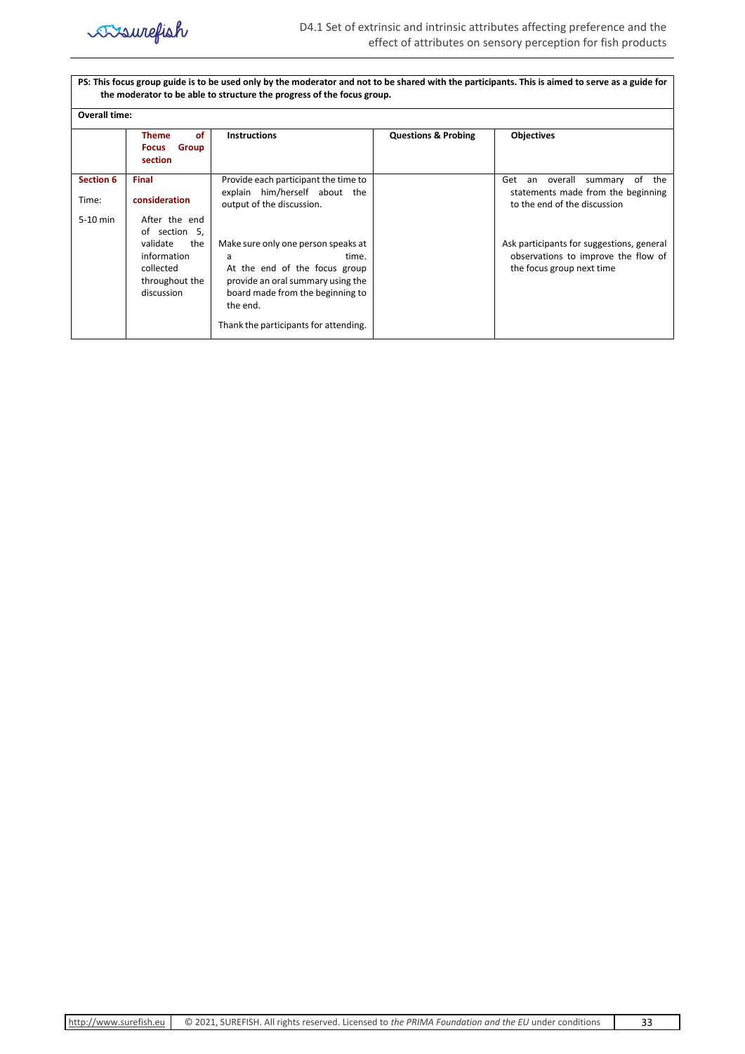**PS: This focus group guide is to be used only by the moderator and not to be shared with the participants. This is aimed to serve as a guide for the moderator to be able to structure the progress of the focus group.**

**Overall time:**

| | **Theme of Focus Group section** | **Instructions** | **Questions & Probing** | **Objectives** |
|---|---|---|---|---|
| **Section 6**<br>Time:<br>5-10 min | **Final consideration**<br>After the end of section 5, validate the information collected throughout the discussion | Provide each participant the time to explain him/herself about the output of the discussion.<br><br>Make sure only one person speaks at a time.<br>At the end of the focus group provide an oral summary using the board made from the beginning to the end.<br><br>Thank the participants for attending. | | Get an overall summary of the statements made from the beginning to the end of the discussion<br><br>Ask participants for suggestions, general observations to improve the flow of the focus group next time |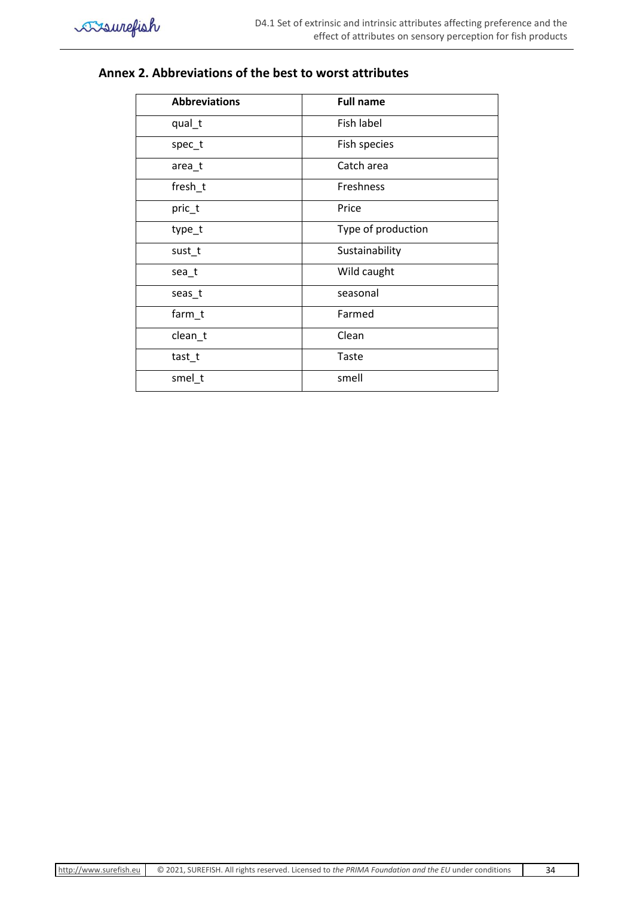## Annex 2. Abbreviations of the best to worst attributes

| Abbreviations | Full name |
| --- | --- |
| qual_t | Fish label |
| spec_t | Fish species |
| area_t | Catch area |
| fresh_t | Freshness |
| pric_t | Price |
| type_t | Type of production |
| sust_t | Sustainability |
| sea_t | Wild caught |
| seas_t | seasonal |
| farm_t | Farmed |
| clean_t | Clean |
| tast_t | Taste |
| smel_t | smell |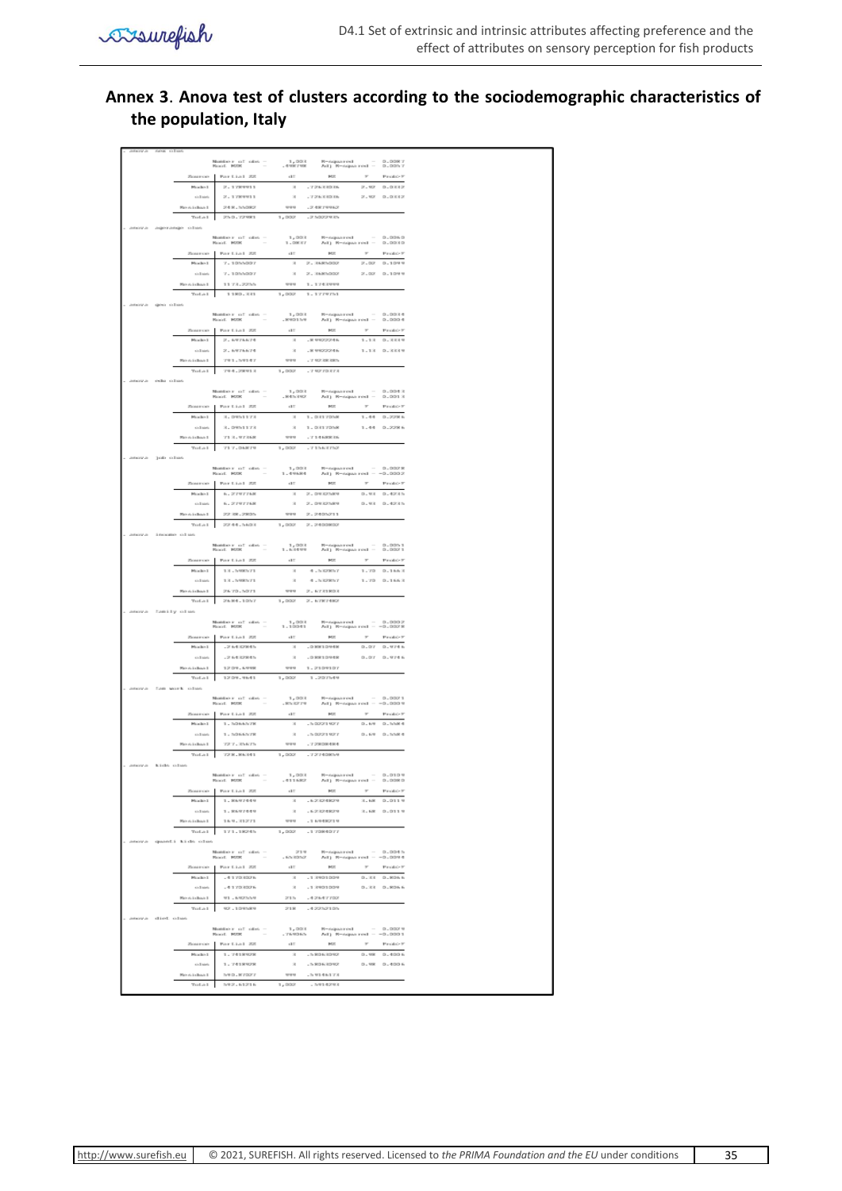## Annex 3. Anova test of clusters according to the sociodemographic characteristics of the population, Italy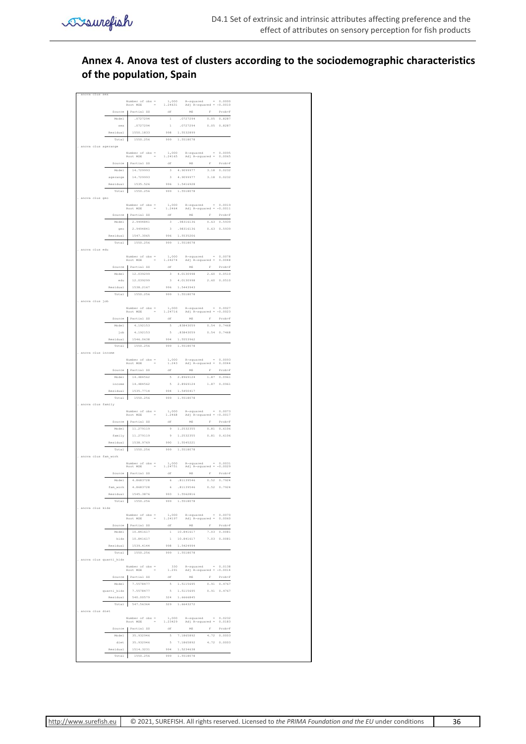## Annex 4. Anova test of clusters according to the sociodemographic characteristics of the population, Spain

```
. anova clus sex

                Number of obs =      1,000    R-squared     =  0.0000
                Root MSE      =    1.24631    Adj R-squared = -0.0010

         Source | Partial SS         df         MS        F    Prob>F
                +----------------------------------------------------
          Model |   .0727294          1    .0727294      0.05  0.8287
                |
            sex |   .0727294          1    .0727294      0.05  0.8287
                |
       Residual |  1550.1833        998   1.5532899
                +----------------------------------------------------
          Total |   1550.256        999   1.5518078

. anova clus agerange

                Number of obs =      1,000    R-squared     =  0.0095
                Root MSE      =    1.24165    Adj R-squared =  0.0065

         Source | Partial SS         df         MS        F    Prob>F
                +----------------------------------------------------
          Model |  14.729993          3   4.9099977      3.18  0.0232
                |
       agerange |  14.729993          3   4.9099977      3.18  0.0232
                |
       Residual |   1535.526        996   1.5416928
                +----------------------------------------------------
          Total |   1550.256        999   1.5518078

. anova clus geo

                Number of obs =      1,000    R-squared     =  0.0019
                Root MSE      =     1.2464    Adj R-squared = -0.0011

         Source | Partial SS         df         MS        F    Prob>F
                +----------------------------------------------------
          Model |  2.9494841          3   .98316136      0.63  0.5939
                |
            geo |  2.9494841          3   .98316136      0.63  0.5939
                |
       Residual |  1547.3065        996   1.5535206
                +----------------------------------------------------
          Total |   1550.256        999   1.5518078

. anova clus edu

                Number of obs =      1,000    R-squared     =  0.0078
                Root MSE      =    1.24274    Adj R-squared =  0.0048

         Source | Partial SS         df         MS        F    Prob>F
                +----------------------------------------------------
          Model |  12.039299          3   4.0130998      2.60  0.0510
                |
            edu |  12.039299          3   4.0130998      2.60  0.0510
                |
       Residual |  1538.2167        996   1.5443943
                +----------------------------------------------------
          Total |   1550.256        999   1.5518078

. anova clus job

                Number of obs =      1,000    R-squared     =  0.0027
                Root MSE      =    1.24716    Adj R-squared = -0.0023

         Source | Partial SS         df         MS        F    Prob>F
                +----------------------------------------------------
          Model |   4.192153          5   .83843059      0.54  0.7468
                |
            job |   4.192153          5   .83843059      0.54  0.7468
                |
       Residual |  1546.0638        994   1.5553962
                +----------------------------------------------------
          Total |   1550.256        999   1.5518078

. anova clus income

                Number of obs =      1,000    R-squared     =  0.0093
                Root MSE      =      1.243    Adj R-squared =  0.0044

         Source | Partial SS         df         MS        F    Prob>F
                +----------------------------------------------------
          Model |  14.484562          5   2.8969124      1.87  0.0961
                |
         income |  14.484562          5   2.8969124      1.87  0.0961
                |
       Residual |  1535.7714        994   1.5450417
                +----------------------------------------------------
          Total |   1550.256        999   1.5518078

. anova clus family

                Number of obs =      1,000    R-squared     =  0.0073
                Root MSE      =     1.2468    Adj R-squared = -0.0017

         Source | Partial SS         df         MS        F    Prob>F
                +----------------------------------------------------
          Model |  11.279119          9   1.2532355      0.81  0.6106
                |
         family |  11.279119          9   1.2532355      0.81  0.6106
                |
       Residual |  1538.9769        990   1.5545221
                +----------------------------------------------------
          Total |   1550.256        999   1.5518078

. anova clus fam_work

                Number of obs =      1,000    R-squared     =  0.0031
                Root MSE      =    1.24751    Adj R-squared = -0.0029

         Source | Partial SS         df         MS        F    Prob>F
                +----------------------------------------------------
          Model |  4.8683728          6   .81139546      0.52  0.7924
                |
       fam_work |  4.8683728          6   .81139546      0.52  0.7924
                |
       Residual |  1545.3876        993   1.5562816
                +----------------------------------------------------
          Total |   1550.256        999   1.5518078

. anova clus kids

                Number of obs =      1,000    R-squared     =  0.0070
                Root MSE      =    1.24197    Adj R-squared =  0.0060

         Source | Partial SS         df         MS        F    Prob>F
                +----------------------------------------------------
          Model |  10.841617          1   10.841617      7.03  0.0081
                |
           kids |  10.841617          1   10.841617      7.03  0.0081
                |
       Residual |  1539.4144        998   1.5424994
                +----------------------------------------------------
          Total |   1550.256        999   1.5518078

. anova clus quanti_kids

                Number of obs =        330    R-squared     =  0.0138
                Root MSE      =      1.291    Adj R-squared = -0.0014

         Source | Partial SS         df         MS        F    Prob>F
                +----------------------------------------------------
          Model |  7.5578477          5   1.5115695      0.91  0.4767
                |
    quanti_kids |  7.5578477          5   1.5115695      0.91  0.4767
                |
       Residual |  540.00579        324   1.6666845
                +----------------------------------------------------
          Total |  547.56364        329   1.6643272

. anova clus diet

                Number of obs =      1,000    R-squared     =  0.0232
                Root MSE      =    1.23429    Adj R-squared =  0.0183

         Source | Partial SS         df         MS        F    Prob>F
                +----------------------------------------------------
          Model |  35.932946          5   7.1865892      4.72  0.0003
                |
           diet |  35.932946          5   7.1865892      4.72  0.0003
                |
       Residual |  1514.3231        994   1.5234638
                +----------------------------------------------------
          Total |   1550.256        999   1.5518078
```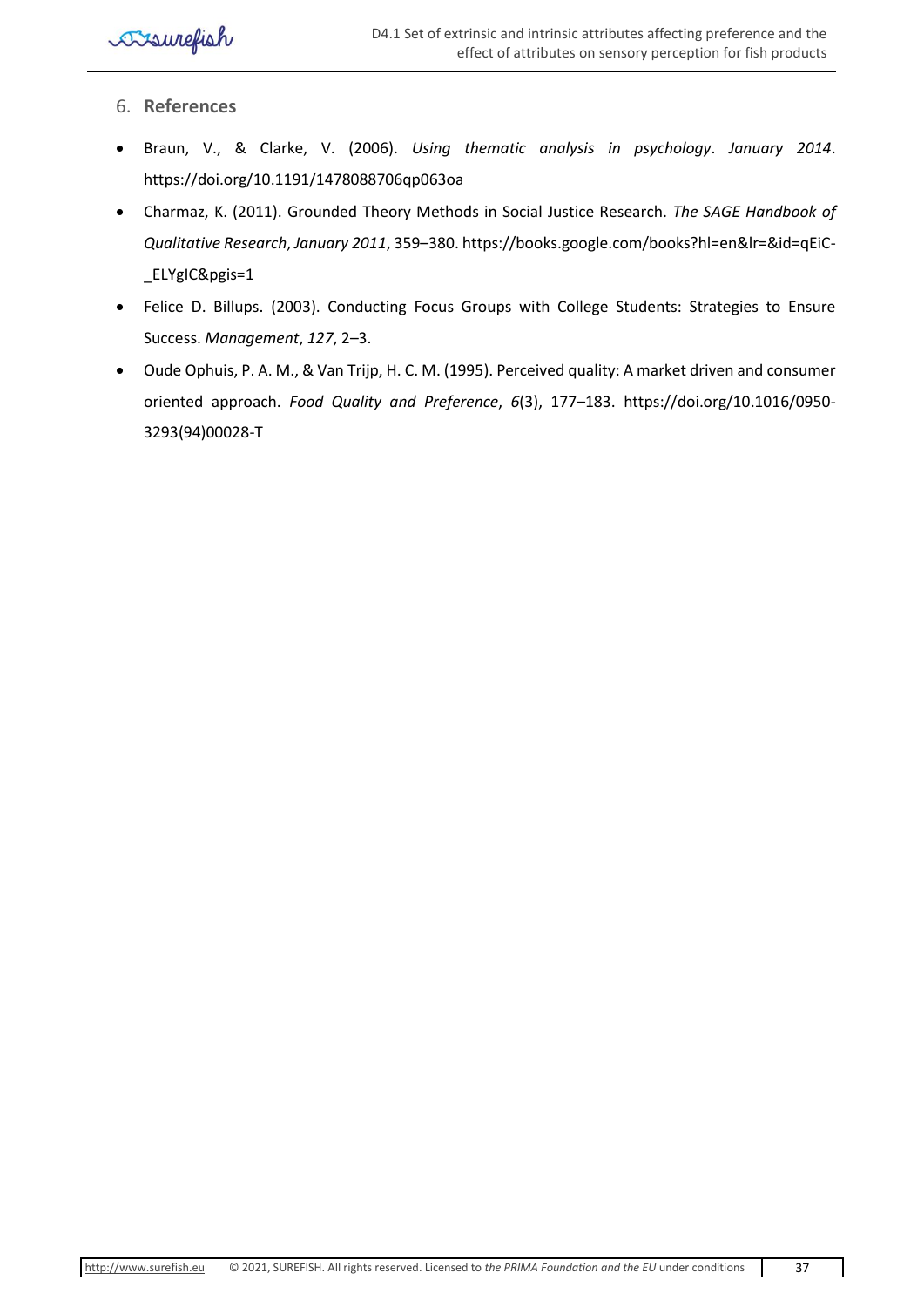## 6. References

- Braun, V., & Clarke, V. (2006). *Using thematic analysis in psychology*. *January 2014*. https://doi.org/10.1191/1478088706qp063oa
- Charmaz, K. (2011). Grounded Theory Methods in Social Justice Research. *The SAGE Handbook of Qualitative Research*, *January 2011*, 359–380. https://books.google.com/books?hl=en&lr=&id=qEiC-_ELYgIC&pgis=1
- Felice D. Billups. (2003). Conducting Focus Groups with College Students: Strategies to Ensure Success. *Management*, *127*, 2–3.
- Oude Ophuis, P. A. M., & Van Trijp, H. C. M. (1995). Perceived quality: A market driven and consumer oriented approach. *Food Quality and Preference*, *6*(3), 177–183. https://doi.org/10.1016/0950-3293(94)00028-T